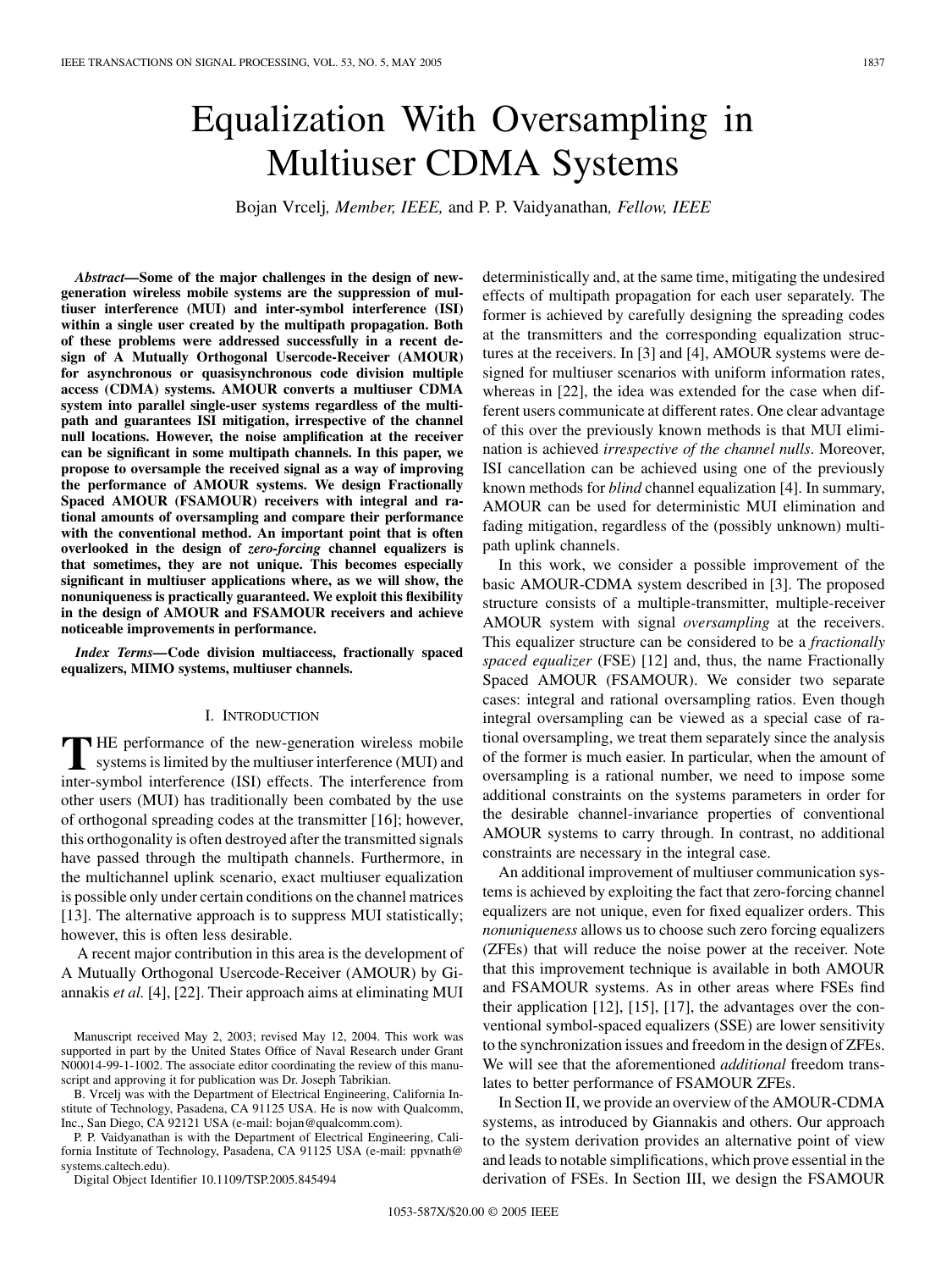# Equalization With Oversampling in Multiuser CDMA Systems

Bojan Vrcelj, *Member, IEEE,* and P. P. Vaidyanathan, *Fellow, IEEE*

***Abstract*—Some of the major challenges in the design of new-generation wireless mobile systems are the suppression of multiuser interference (MUI) and inter-symbol interference (ISI) within a single user created by the multipath propagation. Both of these problems were addressed successfully in a recent design of A Mutually Orthogonal Usercode-Receiver (AMOUR) for asynchronous or quasisynchronous code division multiple access (CDMA) systems. AMOUR converts a multiuser CDMA system into parallel single-user systems regardless of the multipath and guarantees ISI mitigation, irrespective of the channel null locations. However, the noise amplification at the receiver can be significant in some multipath channels. In this paper, we propose to oversample the received signal as a way of improving the performance of AMOUR systems. We design Fractionally Spaced AMOUR (FSAMOUR) receivers with integral and rational amounts of oversampling and compare their performance with the conventional method. An important point that is often overlooked in the design of *zero-forcing* channel equalizers is that sometimes, they are not unique. This becomes especially significant in multiuser applications where, as we will show, the nonuniqueness is practically guaranteed. We exploit this flexibility in the design of AMOUR and FSAMOUR receivers and achieve noticeable improvements in performance.**

***Index Terms*—Code division multiaccess, fractionally spaced equalizers, MIMO systems, multiuser channels.**

## I. Introduction

The performance of the new-generation wireless mobile systems is limited by the multiuser interference (MUI) and inter-symbol interference (ISI) effects. The interference from other users (MUI) has traditionally been combated by the use of orthogonal spreading codes at the transmitter [16]; however, this orthogonality is often destroyed after the transmitted signals have passed through the multipath channels. Furthermore, in the multichannel uplink scenario, exact multiuser equalization is possible only under certain conditions on the channel matrices [13]. The alternative approach is to suppress MUI statistically; however, this is often less desirable.

A recent major contribution in this area is the development of A Mutually Orthogonal Usercode-Receiver (AMOUR) by Giannakis *et al.* [4], [22]. Their approach aims at eliminating MUI deterministically and, at the same time, mitigating the undesired effects of multipath propagation for each user separately. The former is achieved by carefully designing the spreading codes at the transmitters and the corresponding equalization structures at the receivers. In [3] and [4], AMOUR systems were designed for multiuser scenarios with uniform information rates, whereas in [22], the idea was extended for the case when different users communicate at different rates. One clear advantage of this over the previously known methods is that MUI elimination is achieved *irrespective of the channel nulls*. Moreover, ISI cancellation can be achieved using one of the previously known methods for *blind* channel equalization [4]. In summary, AMOUR can be used for deterministic MUI elimination and fading mitigation, regardless of the (possibly unknown) multipath uplink channels.

In this work, we consider a possible improvement of the basic AMOUR-CDMA system described in [3]. The proposed structure consists of a multiple-transmitter, multiple-receiver AMOUR system with signal *oversampling* at the receivers. This equalizer structure can be considered to be a *fractionally spaced equalizer* (FSE) [12] and, thus, the name Fractionally Spaced AMOUR (FSAMOUR). We consider two separate cases: integral and rational oversampling ratios. Even though integral oversampling can be viewed as a special case of rational oversampling, we treat them separately since the analysis of the former is much easier. In particular, when the amount of oversampling is a rational number, we need to impose some additional constraints on the systems parameters in order for the desirable channel-invariance properties of conventional AMOUR systems to carry through. In contrast, no additional constraints are necessary in the integral case.

An additional improvement of multiuser communication systems is achieved by exploiting the fact that zero-forcing channel equalizers are not unique, even for fixed equalizer orders. This *nonuniqueness* allows us to choose such zero forcing equalizers (ZFEs) that will reduce the noise power at the receiver. Note that this improvement technique is available in both AMOUR and FSAMOUR systems. As in other areas where FSEs find their application [12], [15], [17], the advantages over the conventional symbol-spaced equalizers (SSE) are lower sensitivity to the synchronization issues and freedom in the design of ZFEs. We will see that the aforementioned *additional* freedom translates to better performance of FSAMOUR ZFEs.

In Section II, we provide an overview of the AMOUR-CDMA systems, as introduced by Giannakis and others. Our approach to the system derivation provides an alternative point of view and leads to notable simplifications, which prove essential in the derivation of FSEs. In Section III, we design the FSAMOUR

Manuscript received May 2, 2003; revised May 12, 2004. This work was supported in part by the United States Office of Naval Research under Grant N00014-99-1-1002. The associate editor coordinating the review of this manuscript and approving it for publication was Dr. Joseph Tabrikian.

B. Vrcelj was with the Department of Electrical Engineering, California Institute of Technology, Pasadena, CA 91125 USA. He is now with Qualcomm, Inc., San Diego, CA 92121 USA (e-mail: bojan@qualcomm.com).

P. P. Vaidyanathan is with the Department of Electrical Engineering, California Institute of Technology, Pasadena, CA 91125 USA (e-mail: ppvnath@systems.caltech.edu).

Digital Object Identifier 10.1109/TSP.2005.845494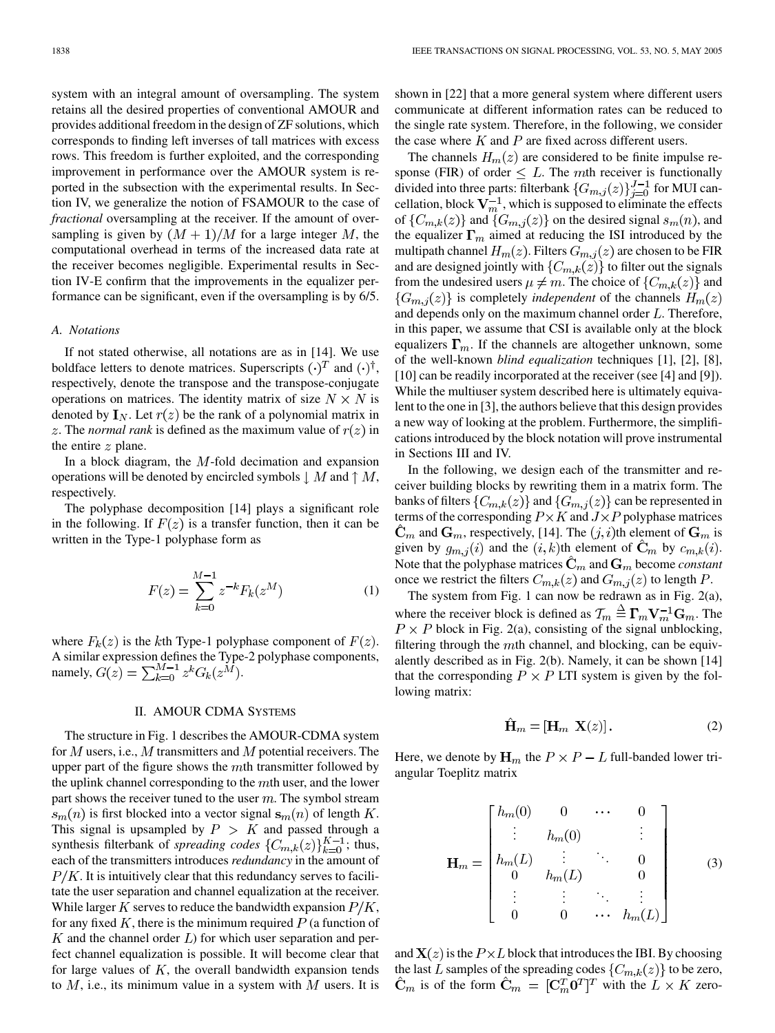system with an integral amount of oversampling. The system retains all the desired properties of conventional AMOUR and provides additional freedom in the design of ZF solutions, which corresponds to finding left inverses of tall matrices with excess rows. This freedom is further exploited, and the corresponding improvement in performance over the AMOUR system is reported in the subsection with the experimental results. In Section IV, we generalize the notion of FSAMOUR to the case of *fractional* oversampling at the receiver. If the amount of oversampling is given by $(M+1)/M$ for a large integer $M$, the computational overhead in terms of the increased data rate at the receiver becomes negligible. Experimental results in Section IV-E confirm that the improvements in the equalizer performance can be significant, even if the oversampling is by 6/5.

### A. Notations

If not stated otherwise, all notations are as in [14]. We use boldface letters to denote matrices. Superscripts $(\cdot)^T$ and $(\cdot)^\dagger$, respectively, denote the transpose and the transpose-conjugate operations on matrices. The identity matrix of size $N \times N$ is denoted by $\mathbf{I}_N$. Let $r(z)$ be the rank of a polynomial matrix in $z$. The *normal rank* is defined as the maximum value of $r(z)$ in the entire $z$ plane.

In a block diagram, the $M$-fold decimation and expansion operations will be denoted by encircled symbols $\downarrow M$ and $\uparrow M$, respectively.

The polyphase decomposition [14] plays a significant role in the following. If $F(z)$ is a transfer function, then it can be written in the Type-1 polyphase form as

$$F(z) = \sum_{k=0}^{M-1} z^{-k} F_k(z^M) \tag{1}$$

where $F_k(z)$ is the $k$th Type-1 polyphase component of $F(z)$. A similar expression defines the Type-2 polyphase components, namely, $G(z) = \sum_{k=0}^{M-1} z^k G_k(z^M)$.

## II. AMOUR CDMA Systems

The structure in Fig. 1 describes the AMOUR-CDMA system for $M$ users, i.e., $M$ transmitters and $M$ potential receivers. The upper part of the figure shows the $m$th transmitter followed by the uplink channel corresponding to the $m$th user, and the lower part shows the receiver tuned to the user $m$. The symbol stream $s_m(n)$ is first blocked into a vector signal $\mathbf{s}_m(n)$ of length $K$. This signal is upsampled by $P > K$ and passed through a synthesis filterbank of *spreading codes* $\{C_{m,k}(z)\}_{k=0}^{K-1}$; thus, each of the transmitters introduces *redundancy* in the amount of $P/K$. It is intuitively clear that this redundancy serves to facilitate the user separation and channel equalization at the receiver. While larger $K$ serves to reduce the bandwidth expansion $P/K$, for any fixed $K$, there is the minimum required $P$ (a function of $K$ and the channel order $L$) for which user separation and perfect channel equalization is possible. It will become clear that for large values of $K$, the overall bandwidth expansion tends to $M$, i.e., its minimum value in a system with $M$ users. It is shown in [22] that a more general system where different users communicate at different information rates can be reduced to the single rate system. Therefore, in the following, we consider the case where $K$ and $P$ are fixed across different users.

The channels $H_m(z)$ are considered to be finite impulse response (FIR) of order $\leq L$. The $m$th receiver is functionally divided into three parts: filterbank $\{G_{m,j}(z)\}_{j=0}^{J-1}$ for MUI cancellation, block $\mathbf{V}_m^{-1}$, which is supposed to eliminate the effects of $\{C_{m,k}(z)\}$ and $\{G_{m,j}(z)\}$ on the desired signal $s_m(n)$, and the equalizer $\mathbf{\Gamma}_m$ aimed at reducing the ISI introduced by the multipath channel $H_m(z)$. Filters $G_{m,j}(z)$ are chosen to be FIR and are designed jointly with $\{C_{m,k}(z)\}$ to filter out the signals from the undesired users $\mu \neq m$. The choice of $\{C_{m,k}(z)\}$ and $\{G_{m,j}(z)\}$ is completely *independent* of the channels $H_m(z)$ and depends only on the maximum channel order $L$. Therefore, in this paper, we assume that CSI is available only at the block equalizers $\mathbf{\Gamma}_m$. If the channels are altogether unknown, some of the well-known *blind equalization* techniques [1], [2], [8], [10] can be readily incorporated at the receiver (see [4] and [9]). While the multiuser system described here is ultimately equivalent to the one in [3], the authors believe that this design provides a new way of looking at the problem. Furthermore, the simplifications introduced by the block notation will prove instrumental in Sections III and IV.

In the following, we design each of the transmitter and receiver building blocks by rewriting them in a matrix form. The banks of filters $\{C_{m,k}(z)\}$ and $\{G_{m,j}(z)\}$ can be represented in terms of the corresponding $P \times K$ and $J \times P$ polyphase matrices $\hat{\mathbf{C}}_m$ and $\mathbf{G}_m$, respectively, [14]. The $(j,i)$th element of $\mathbf{G}_m$ is given by $g_{m,j}(i)$ and the $(i,k)$th element of $\hat{\mathbf{C}}_m$ by $c_{m,k}(i)$. Note that the polyphase matrices $\hat{\mathbf{C}}_m$ and $\mathbf{G}_m$ become *constant* once we restrict the filters $C_{m,k}(z)$ and $G_{m,j}(z)$ to length $P$.

The system from Fig. 1 can now be redrawn as in Fig. 2(a), where the receiver block is defined as $\mathcal{T}_m \triangleq \mathbf{\Gamma}_m \mathbf{V}_m^{-1} \mathbf{G}_m$. The $P \times P$ block in Fig. 2(a), consisting of the signal unblocking, filtering through the $m$th channel, and blocking, can be equivalently described as in Fig. 2(b). Namely, it can be shown [14] that the corresponding $P \times P$ LTI system is given by the following matrix:

$$\hat{\mathbf{H}}_m = [\mathbf{H}_m \;\; \mathbf{X}(z)]. \tag{2}$$

Here, we denote by $\mathbf{H}_m$ the $P \times P - L$ full-banded lower triangular Toeplitz matrix

$$\mathbf{H}_m = \begin{bmatrix} h_m(0) & 0 & \cdots & 0 \\ \vdots & h_m(0) & & \vdots \\ h_m(L) & \vdots & \ddots & 0 \\ 0 & h_m(L) & & 0 \\ \vdots & \vdots & \ddots & \vdots \\ 0 & 0 & \cdots & h_m(L) \end{bmatrix} \tag{3}$$

and $\mathbf{X}(z)$ is the $P \times L$ block that introduces the IBI. By choosing the last $L$ samples of the spreading codes $\{C_{m,k}(z)\}$ to be zero, $\hat{\mathbf{C}}_m$ is of the form $\hat{\mathbf{C}}_m = [\mathbf{C}_m^T \mathbf{0}^T]^T$ with the $L \times K$ zero-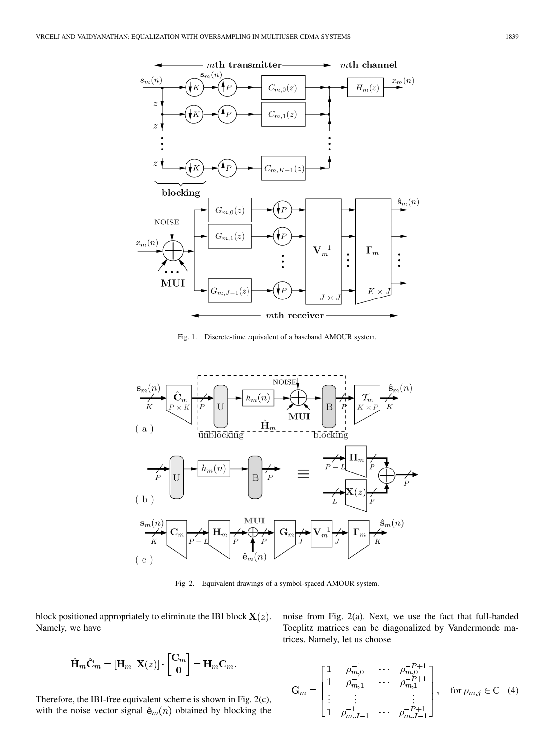Fig. 1. Discrete-time equivalent of a baseband AMOUR system.

Fig. 2. Equivalent drawings of a symbol-spaced AMOUR system.

block positioned appropriately to eliminate the IBI block $\mathbf{X}(z)$. Namely, we have

$$\hat{\mathbf{H}}_m \hat{\mathbf{C}}_m = [\mathbf{H}_m \;\; \mathbf{X}(z)] \cdot \begin{bmatrix} \mathbf{C}_m \\ \mathbf{0} \end{bmatrix} = \mathbf{H}_m \mathbf{C}_m.$$

Therefore, the IBI-free equivalent scheme is shown in Fig. 2(c), with the noise vector signal $\hat{\mathbf{e}}_m(n)$ obtained by blocking the noise from Fig. 2(a). Next, we use the fact that full-banded Toeplitz matrices can be diagonalized by Vandermonde matrices. Namely, let us choose

$$\mathbf{G}_m = \begin{bmatrix} 1 & \rho_{m,0}^{-1} & \cdots & \rho_{m,0}^{-P+1} \\ 1 & \rho_{m,1}^{-1} & \cdots & \rho_{m,1}^{-P+1} \\ \vdots & \vdots & & \vdots \\ 1 & \rho_{m,J-1}^{-1} & \cdots & \rho_{m,J-1}^{-P+1} \end{bmatrix}, \quad \text{for } \rho_{m,j} \in \mathbb{C} \quad (4)$$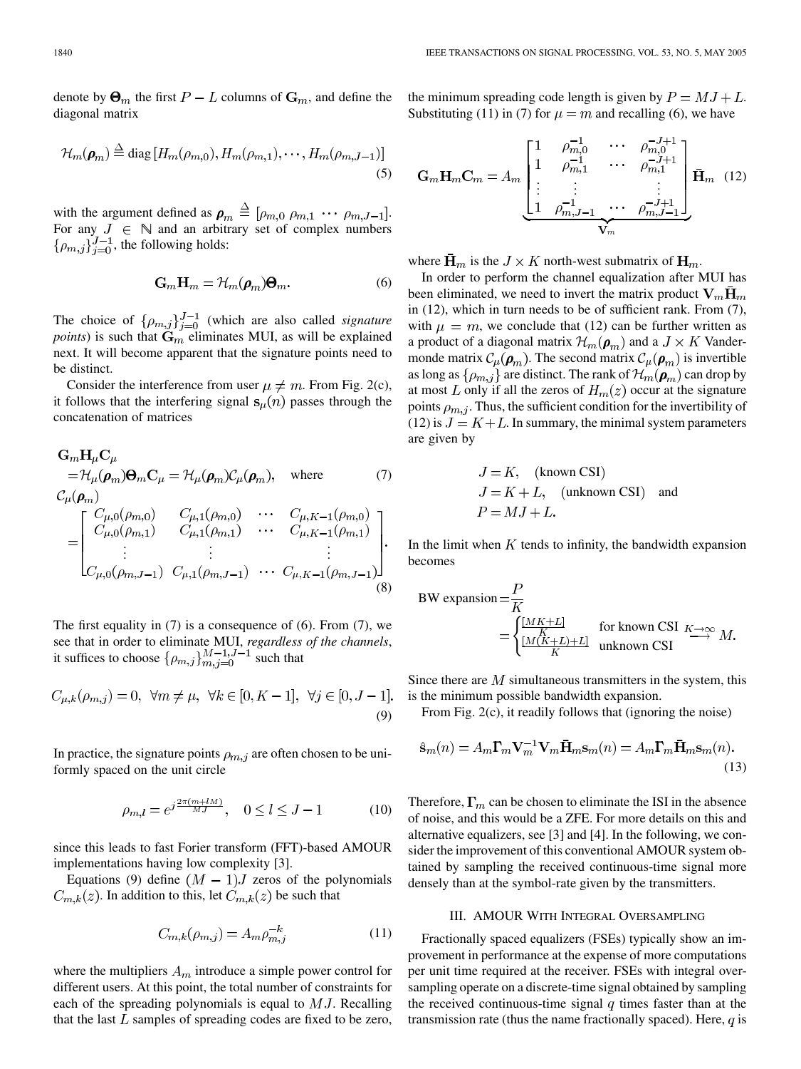denote by $\mathbf{\Theta}_m$ the first $P-L$ columns of $\mathbf{G}_m$, and define the diagonal matrix

$$\mathcal{H}_m(\boldsymbol{\rho}_m) \triangleq \text{diag}\left[H_m(\rho_{m,0}), H_m(\rho_{m,1}), \cdots, H_m(\rho_{m,J-1})\right] \tag{5}$$

with the argument defined as $\boldsymbol{\rho}_m \triangleq [\rho_{m,0}\ \rho_{m,1}\ \cdots\ \rho_{m,J-1}]$. For any $J \in \mathbb{N}$ and an arbitrary set of complex numbers $\{\rho_{m,j}\}_{j=0}^{J-1}$, the following holds:

$$\mathbf{G}_m \mathbf{H}_m = \mathcal{H}_m(\boldsymbol{\rho}_m)\mathbf{\Theta}_m. \tag{6}$$

The choice of $\{\rho_{m,j}\}_{j=0}^{J-1}$ (which are also called *signature points*) is such that $\mathbf{G}_m$ eliminates MUI, as will be explained next. It will become apparent that the signature points need to be distinct.

Consider the interference from user $\mu \neq m$. From Fig. 2(c), it follows that the interfering signal $\mathbf{s}_\mu(n)$ passes through the concatenation of matrices

$$\begin{aligned}
&\mathbf{G}_m \mathbf{H}_\mu \mathbf{C}_\mu \\
&= \mathcal{H}_\mu(\boldsymbol{\rho}_m)\mathbf{\Theta}_m \mathbf{C}_\mu = \mathcal{H}_\mu(\boldsymbol{\rho}_m)\mathcal{C}_\mu(\boldsymbol{\rho}_m), \quad \text{where} \qquad (7)\\
&\mathcal{C}_\mu(\boldsymbol{\rho}_m) \\
&= \begin{bmatrix} C_{\mu,0}(\rho_{m,0}) & C_{\mu,1}(\rho_{m,0}) & \cdots & C_{\mu,K-1}(\rho_{m,0}) \\ C_{\mu,0}(\rho_{m,1}) & C_{\mu,1}(\rho_{m,1}) & \cdots & C_{\mu,K-1}(\rho_{m,1}) \\ \vdots & \vdots & & \vdots \\ C_{\mu,0}(\rho_{m,J-1}) & C_{\mu,1}(\rho_{m,J-1}) & \cdots & C_{\mu,K-1}(\rho_{m,J-1}) \end{bmatrix}. \qquad (8)
\end{aligned}$$

The first equality in (7) is a consequence of (6). From (7), we see that in order to eliminate MUI, *regardless of the channels*, it suffices to choose $\{\rho_{m,j}\}_{m,j=0}^{M-1,J-1}$ such that

$$C_{\mu,k}(\rho_{m,j}) = 0, \ \forall m \neq \mu, \ \forall k \in [0, K-1], \ \forall j \in [0, J-1]. \tag{9}$$

In practice, the signature points $\rho_{m,j}$ are often chosen to be uniformly spaced on the unit circle

$$\rho_{m,l} = e^{j\frac{2\pi(m+lM)}{MJ}}, \quad 0 \leq l \leq J-1 \tag{10}$$

since this leads to fast Forier transform (FFT)-based AMOUR implementations having low complexity [3].

Equations (9) define $(M-1)J$ zeros of the polynomials $C_{m,k}(z)$. In addition to this, let $C_{m,k}(z)$ be such that

$$C_{m,k}(\rho_{m,j}) = A_m \rho_{m,j}^{-k} \tag{11}$$

where the multipliers $A_m$ introduce a simple power control for different users. At this point, the total number of constraints for each of the spreading polynomials is equal to $MJ$. Recalling that the last $L$ samples of spreading codes are fixed to be zero, the minimum spreading code length is given by $P = MJ + L$. Substituting (11) in (7) for $\mu = m$ and recalling (6), we have

$$\mathbf{G}_m \mathbf{H}_m \mathbf{C}_m = A_m \underbrace{\begin{bmatrix} 1 & \rho_{m,0}^{-1} & \cdots & \rho_{m,0}^{-J+1} \\ 1 & \rho_{m,1}^{-1} & \cdots & \rho_{m,1}^{-J+1} \\ \vdots & \vdots & & \vdots \\ 1 & \rho_{m,J-1}^{-1} & \cdots & \rho_{m,J-1}^{-J+1} \end{bmatrix}}_{\mathbf{V}_m} \bar{\mathbf{H}}_m \tag{12}$$

where $\bar{\mathbf{H}}_m$ is the $J \times K$ north-west submatrix of $\mathbf{H}_m$.

In order to perform the channel equalization after MUI has been eliminated, we need to invert the matrix product $\mathbf{V}_m \bar{\mathbf{H}}_m$ in (12), which in turn needs to be of sufficient rank. From (7), with $\mu = m$, we conclude that (12) can be further written as a product of a diagonal matrix $\mathcal{H}_m(\boldsymbol{\rho}_m)$ and a $J \times K$ Vandermonde matrix $\mathcal{C}_\mu(\boldsymbol{\rho}_m)$. The second matrix $\mathcal{C}_\mu(\boldsymbol{\rho}_m)$ is invertible as long as $\{\rho_{m,j}\}$ are distinct. The rank of $\mathcal{H}_m(\boldsymbol{\rho}_m)$ can drop by at most $L$ only if all the zeros of $H_m(z)$ occur at the signature points $\rho_{m,j}$. Thus, the sufficient condition for the invertibility of (12) is $J = K + L$. In summary, the minimal system parameters are given by

$$\begin{aligned}
&J = K, \quad \text{(known CSI)} \\
&J = K + L, \quad \text{(unknown CSI)} \quad \text{and} \\
&P = MJ + L.
\end{aligned}$$

In the limit when $K$ tends to infinity, the bandwidth expansion becomes

$$\text{BW expansion} = \frac{P}{K} = \begin{cases} \frac{[MK+L]}{K} & \text{for known CSI} \\ \frac{[M(K+L)+L]}{K} & \text{unknown CSI} \end{cases} \xrightarrow{K\to\infty} M.$$

Since there are $M$ simultaneous transmitters in the system, this is the minimum possible bandwidth expansion.

From Fig. 2(c), it readily follows that (ignoring the noise)

$$\hat{\mathbf{s}}_m(n) = A_m \mathbf{\Gamma}_m \mathbf{V}_m^{-1} \mathbf{V}_m \bar{\mathbf{H}}_m \mathbf{s}_m(n) = A_m \mathbf{\Gamma}_m \bar{\mathbf{H}}_m \mathbf{s}_m(n). \tag{13}$$

Therefore, $\mathbf{\Gamma}_m$ can be chosen to eliminate the ISI in the absence of noise, and this would be a ZFE. For more details on this and alternative equalizers, see [3] and [4]. In the following, we consider the improvement of this conventional AMOUR system obtained by sampling the received continuous-time signal more densely than at the symbol-rate given by the transmitters.

## III. AMOUR With Integral Oversampling

Fractionally spaced equalizers (FSEs) typically show an improvement in performance at the expense of more computations per unit time required at the receiver. FSEs with integral oversampling operate on a discrete-time signal obtained by sampling the received continuous-time signal $q$ times faster than at the transmission rate (thus the name fractionally spaced). Here, $q$ is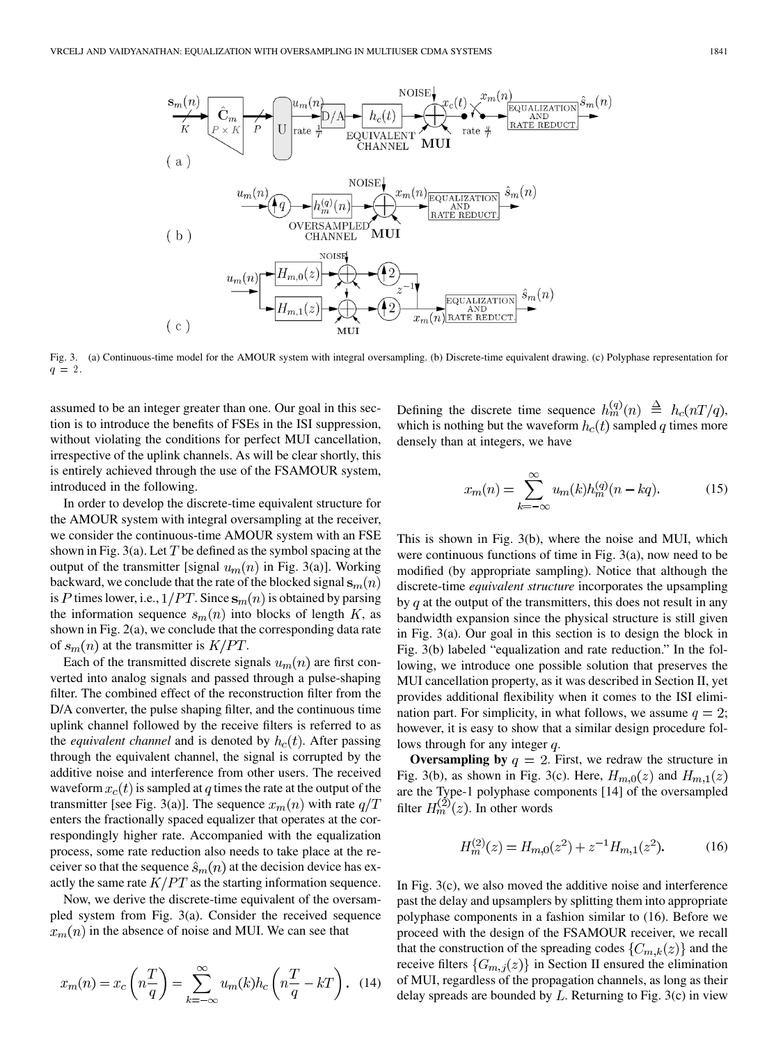Fig. 3. (a) Continuous-time model for the AMOUR system with integral oversampling. (b) Discrete-time equivalent drawing. (c) Polyphase representation for $q = 2$.

assumed to be an integer greater than one. Our goal in this section is to introduce the benefits of FSEs in the ISI suppression, without violating the conditions for perfect MUI cancellation, irrespective of the uplink channels. As will be clear shortly, this is entirely achieved through the use of the FSAMOUR system, introduced in the following.

In order to develop the discrete-time equivalent structure for the AMOUR system with integral oversampling at the receiver, we consider the continuous-time AMOUR system with an FSE shown in Fig. 3(a). Let $T$ be defined as the symbol spacing at the output of the transmitter [signal $u_m(n)$ in Fig. 3(a)]. Working backward, we conclude that the rate of the blocked signal $\mathbf{s}_m(n)$ is $P$ times lower, i.e., $1/PT$. Since $\mathbf{s}_m(n)$ is obtained by parsing the information sequence $s_m(n)$ into blocks of length $K$, as shown in Fig. 2(a), we conclude that the corresponding data rate of $s_m(n)$ at the transmitter is $K/PT$.

Each of the transmitted discrete signals $u_m(n)$ are first converted into analog signals and passed through a pulse-shaping filter. The combined effect of the reconstruction filter from the D/A converter, the pulse shaping filter, and the continuous time uplink channel followed by the receive filters is referred to as the *equivalent channel* and is denoted by $h_c(t)$. After passing through the equivalent channel, the signal is corrupted by the additive noise and interference from other users. The received waveform $x_c(t)$ is sampled at $q$ times the rate at the output of the transmitter [see Fig. 3(a)]. The sequence $x_m(n)$ with rate $q/T$ enters the fractionally spaced equalizer that operates at the correspondingly higher rate. Accompanied with the equalization process, some rate reduction also needs to take place at the receiver so that the sequence $\hat{s}_m(n)$ at the decision device has exactly the same rate $K/PT$ as the starting information sequence.

Now, we derive the discrete-time equivalent of the oversampled system from Fig. 3(a). Consider the received sequence $x_m(n)$ in the absence of noise and MUI. We can see that

$$x_m(n) = x_c\left(n\frac{T}{q}\right) = \sum_{k=-\infty}^{\infty} u_m(k) h_c\left(n\frac{T}{q} - kT\right). \quad (14)$$

Defining the discrete time sequence $h_m^{(q)}(n) \triangleq h_c(nT/q)$, which is nothing but the waveform $h_c(t)$ sampled $q$ times more densely than at integers, we have

$$x_m(n) = \sum_{k=-\infty}^{\infty} u_m(k) h_m^{(q)}(n - kq). \quad (15)$$

This is shown in Fig. 3(b), where the noise and MUI, which were continuous functions of time in Fig. 3(a), now need to be modified (by appropriate sampling). Notice that although the discrete-time *equivalent structure* incorporates the upsampling by $q$ at the output of the transmitters, this does not result in any bandwidth expansion since the physical structure is still given in Fig. 3(a). Our goal in this section is to design the block in Fig. 3(b) labeled "equalization and rate reduction." In the following, we introduce one possible solution that preserves the MUI cancellation property, as it was described in Section II, yet provides additional flexibility when it comes to the ISI elimination part. For simplicity, in what follows, we assume $q = 2$; however, it is easy to show that a similar design procedure follows through for any integer $q$.

**Oversampling by** $q = 2$. First, we redraw the structure in Fig. 3(b), as shown in Fig. 3(c). Here, $H_{m,0}(z)$ and $H_{m,1}(z)$ are the Type-1 polyphase components [14] of the oversampled filter $H_m^{(2)}(z)$. In other words

$$H_m^{(2)}(z) = H_{m,0}(z^2) + z^{-1} H_{m,1}(z^2). \quad (16)$$

In Fig. 3(c), we also moved the additive noise and interference past the delay and upsamplers by splitting them into appropriate polyphase components in a fashion similar to (16). Before we proceed with the design of the FSAMOUR receiver, we recall that the construction of the spreading codes $\{C_{m,k}(z)\}$ and the receive filters $\{G_{m,j}(z)\}$ in Section II ensured the elimination of MUI, regardless of the propagation channels, as long as their delay spreads are bounded by $L$. Returning to Fig. 3(c) in view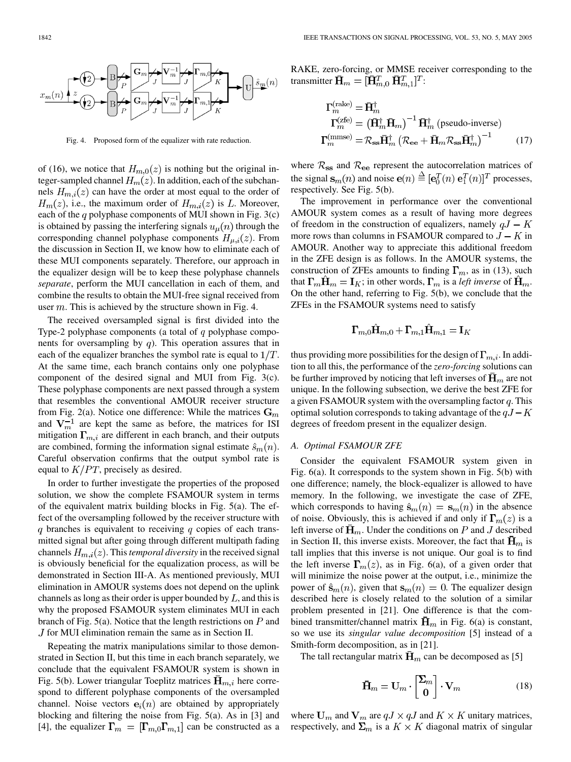Fig. 4. Proposed form of the equalizer with rate reduction.

of (16), we notice that $H_{m,0}(z)$ is nothing but the original integer-sampled channel $H_m(z)$. In addition, each of the subchannels $H_{m,i}(z)$ can have the order at most equal to the order of $H_m(z)$, i.e., the maximum order of $H_{m,i}(z)$ is $L$. Moreover, each of the $q$ polyphase components of MUI shown in Fig. 3(c) is obtained by passing the interfering signals $u_\mu(n)$ through the corresponding channel polyphase components $H_{\mu,i}(z)$. From the discussion in Section II, we know how to eliminate each of these MUI components separately. Therefore, our approach in the equalizer design will be to keep these polyphase channels *separate*, perform the MUI cancellation in each of them, and combine the results to obtain the MUI-free signal received from user $m$. This is achieved by the structure shown in Fig. 4.

The received oversampled signal is first divided into the Type-2 polyphase components (a total of $q$ polyphase components for oversampling by $q$). This operation assures that in each of the equalizer branches the symbol rate is equal to $1/T$. At the same time, each branch contains only one polyphase component of the desired signal and MUI from Fig. 3(c). These polyphase components are next passed through a system that resembles the conventional AMOUR receiver structure from Fig. 2(a). Notice one difference: While the matrices $\mathbf{G}_m$ and $\mathbf{V}_m^{-1}$ are kept the same as before, the matrices for ISI mitigation $\mathbf{\Gamma}_{m,i}$ are different in each branch, and their outputs are combined, forming the information signal estimate $\hat{s}_m(n)$. Careful observation confirms that the output symbol rate is equal to $K/PT$, precisely as desired.

In order to further investigate the properties of the proposed solution, we show the complete FSAMOUR system in terms of the equivalent matrix building blocks in Fig. 5(a). The effect of the oversampling followed by the receiver structure with $q$ branches is equivalent to receiving $q$ copies of each transmitted signal but after going through different multipath fading channels $H_{m,i}(z)$. This *temporal diversity* in the received signal is obviously beneficial for the equalization process, as will be demonstrated in Section III-A. As mentioned previously, MUI elimination in AMOUR systems does not depend on the uplink channels as long as their order is upper bounded by $L$, and this is why the proposed FSAMOUR system eliminates MUI in each branch of Fig. 5(a). Notice that the length restrictions on $P$ and $J$ for MUI elimination remain the same as in Section II.

Repeating the matrix manipulations similar to those demonstrated in Section II, but this time in each branch separately, we conclude that the equivalent FSAMOUR system is shown in Fig. 5(b). Lower triangular Toeplitz matrices $\bar{\mathbf{H}}_{m,i}$ here correspond to different polyphase components of the oversampled channel. Noise vectors $\mathbf{e}_i(n)$ are obtained by appropriately blocking and filtering the noise from Fig. 5(a). As in [3] and [4], the equalizer $\mathbf{\Gamma}_m = [\mathbf{\Gamma}_{m,0}\mathbf{\Gamma}_{m,1}]$ can be constructed as a RAKE, zero-forcing, or MMSE receiver corresponding to the transmitter $\bar{\mathbf{H}}_m = [\bar{\mathbf{H}}_{m,0}^T \; \bar{\mathbf{H}}_{m,1}^T]^T$:

$$\begin{aligned} \mathbf{\Gamma}_m^{(\text{rake})} &= \bar{\mathbf{H}}_m^\dagger \\ \mathbf{\Gamma}_m^{(\text{zfe})} &= \left(\bar{\mathbf{H}}_m^\dagger \bar{\mathbf{H}}_m\right)^{-1} \bar{\mathbf{H}}_m^\dagger \text{ (pseudo-inverse)} \\ \mathbf{\Gamma}_m^{(\text{mmse})} &= \mathcal{R}_{\mathbf{ss}} \bar{\mathbf{H}}_m^\dagger \left(\mathcal{R}_{\mathbf{ee}} + \bar{\mathbf{H}}_m \mathcal{R}_{\mathbf{ss}} \bar{\mathbf{H}}_m^\dagger\right)^{-1} \end{aligned} \tag{17}$$

where $\mathcal{R}_{\mathbf{ss}}$ and $\mathcal{R}_{\mathbf{ee}}$ represent the autocorrelation matrices of the signal $\mathbf{s}_m(n)$ and noise $\mathbf{e}(n) \stackrel{\Delta}{=} [\mathbf{e}_0^T(n) \; \mathbf{e}_1^T(n)]^T$ processes, respectively. See Fig. 5(b).

The improvement in performance over the conventional AMOUR system comes as a result of having more degrees of freedom in the construction of equalizers, namely $qJ - K$ more rows than columns in FSAMOUR compared to $J - K$ in AMOUR. Another way to appreciate this additional freedom in the ZFE design is as follows. In the AMOUR systems, the construction of ZFEs amounts to finding $\mathbf{\Gamma}_m$, as in (13), such that $\mathbf{\Gamma}_m \hat{\mathbf{H}}_m = \mathbf{I}_K$; in other words, $\mathbf{\Gamma}_m$ is a *left inverse* of $\hat{\mathbf{H}}_m$. On the other hand, referring to Fig. 5(b), we conclude that the ZFEs in the FSAMOUR systems need to satisfy

$$\mathbf{\Gamma}_{m,0}\hat{\mathbf{H}}_{m,0} + \mathbf{\Gamma}_{m,1}\hat{\mathbf{H}}_{m,1} = \mathbf{I}_K$$

thus providing more possibilities for the design of $\mathbf{\Gamma}_{m,i}$. In addition to all this, the performance of the *zero-forcing* solutions can be further improved by noticing that left inverses of $\bar{\mathbf{H}}_m$ are not unique. In the following subsection, we derive the best ZFE for a given FSAMOUR system with the oversampling factor $q$. This optimal solution corresponds to taking advantage of the $qJ - K$ degrees of freedom present in the equalizer design.

### A. Optimal FSAMOUR ZFE

Consider the equivalent FSAMOUR system given in Fig. 6(a). It corresponds to the system shown in Fig. 5(b) with one difference; namely, the block-equalizer is allowed to have memory. In the following, we investigate the case of ZFE, which corresponds to having $\hat{\mathbf{s}}_m(n) = \mathbf{s}_m(n)$ in the absence of noise. Obviously, this is achieved if and only if $\mathbf{\Gamma}_m(z)$ is a left inverse of $\bar{\mathbf{H}}_m$. Under the conditions on $P$ and $J$ described in Section II, this inverse exists. Moreover, the fact that $\bar{\mathbf{H}}_m$ is tall implies that this inverse is not unique. Our goal is to find the left inverse $\mathbf{\Gamma}_m(z)$, as in Fig. 6(a), of a given order that will minimize the noise power at the output, i.e., minimize the power of $\hat{\mathbf{s}}_m(n)$, given that $\mathbf{s}_m(n) = 0$. The equalizer design described here is closely related to the solution of a similar problem presented in [21]. One difference is that the combined transmitter/channel matrix $\bar{\mathbf{H}}_m$ in Fig. 6(a) is constant, so we use its *singular value decomposition* [5] instead of a Smith-form decomposition, as in [21].

The tall rectangular matrix $\bar{\mathbf{H}}_m$ can be decomposed as [5]

$$\bar{\mathbf{H}}_m = \mathbf{U}_m \cdot \begin{bmatrix} \mathbf{\Sigma}_m \\ \mathbf{0} \end{bmatrix} \cdot \mathbf{V}_m \tag{18}$$

where $\mathbf{U}_m$ and $\mathbf{V}_m$ are $qJ \times qJ$ and $K \times K$ unitary matrices, respectively, and $\mathbf{\Sigma}_m$ is a $K \times K$ diagonal matrix of singular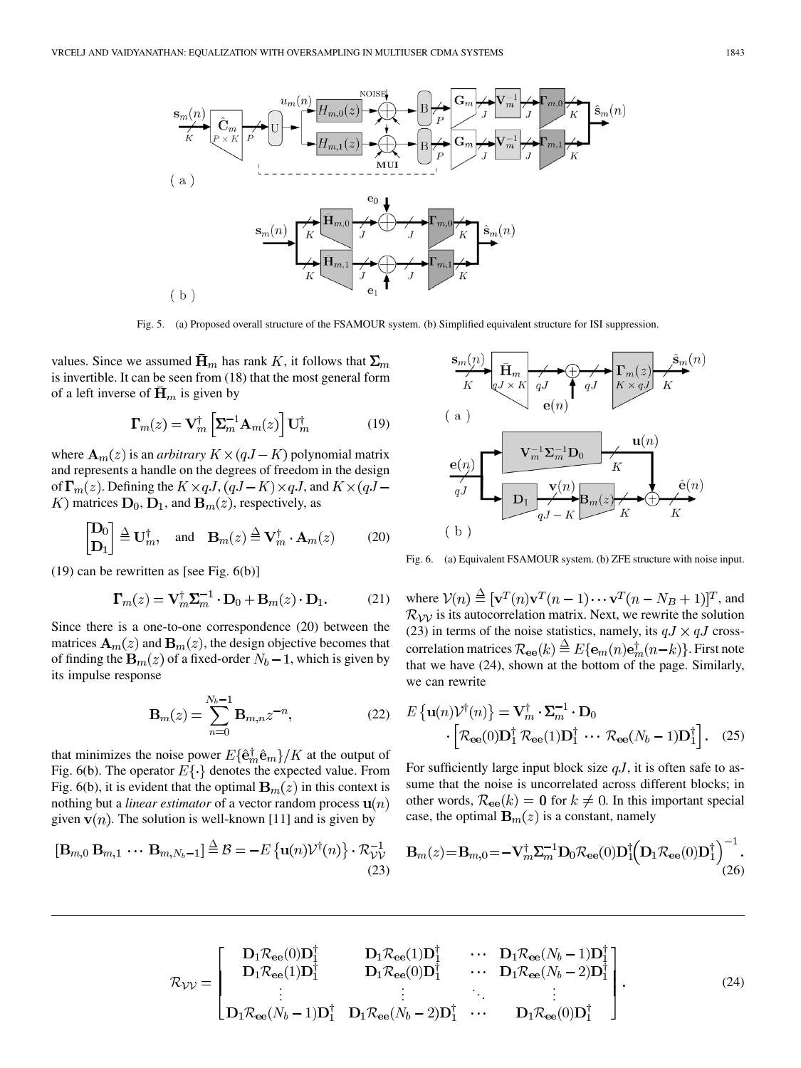Fig. 5. (a) Proposed overall structure of the FSAMOUR system. (b) Simplified equivalent structure for ISI suppression.

values. Since we assumed $\bar{\mathbf{H}}_m$ has rank $K$, it follows that $\mathbf{\Sigma}_m$ is invertible. It can be seen from (18) that the most general form of a left inverse of $\bar{\mathbf{H}}_m$ is given by

$$\mathbf{\Gamma}_m(z) = \mathbf{V}_m^\dagger \left[\mathbf{\Sigma}_m^{-1} \mathbf{A}_m(z)\right] \mathbf{U}_m^\dagger \tag{19}$$

where $\mathbf{A}_m(z)$ is an *arbitrary* $K \times (qJ - K)$ polynomial matrix and represents a handle on the degrees of freedom in the design of $\mathbf{\Gamma}_m(z)$. Defining the $K \times qJ$, $(qJ - K) \times qJ$, and $K \times (qJ - K)$ matrices $\mathbf{D}_0$, $\mathbf{D}_1$, and $\mathbf{B}_m(z)$, respectively, as

$$\begin{bmatrix}\mathbf{D}_0\\ \mathbf{D}_1\end{bmatrix} \triangleq \mathbf{U}_m^\dagger, \quad \text{and} \quad \mathbf{B}_m(z) \triangleq \mathbf{V}_m^\dagger \cdot \mathbf{A}_m(z) \tag{20}$$

(19) can be rewritten as [see Fig. 6(b)]

$$\mathbf{\Gamma}_m(z) = \mathbf{V}_m^\dagger \mathbf{\Sigma}_m^{-1} \cdot \mathbf{D}_0 + \mathbf{B}_m(z) \cdot \mathbf{D}_1. \tag{21}$$

Since there is a one-to-one correspondence (20) between the matrices $\mathbf{A}_m(z)$ and $\mathbf{B}_m(z)$, the design objective becomes that of finding the $\mathbf{B}_m(z)$ of a fixed-order $N_b - 1$, which is given by its impulse response

$$\mathbf{B}_m(z) = \sum_{n=0}^{N_b - 1} \mathbf{B}_{m,n} z^{-n}, \tag{22}$$

that minimizes the noise power $E\{\hat{\mathbf{e}}_m^\dagger \hat{\mathbf{e}}_m\}/K$ at the output of Fig. 6(b). The operator $E\{\cdot\}$ denotes the expected value. From Fig. 6(b), it is evident that the optimal $\mathbf{B}_m(z)$ in this context is nothing but a *linear estimator* of a vector random process $\mathbf{u}(n)$ given $\mathbf{v}(n)$. The solution is well-known [11] and is given by

$$[\mathbf{B}_{m,0}\, \mathbf{B}_{m,1}\, \cdots\, \mathbf{B}_{m,N_b-1}] \triangleq \mathcal{B} = -E\left\{\mathbf{u}(n)\mathcal{V}^\dagger(n)\right\} \cdot \mathcal{R}_{\mathcal{V}\mathcal{V}}^{-1} \tag{23}$$

Fig. 6. (a) Equivalent FSAMOUR system. (b) ZFE structure with noise input.

where $\mathcal{V}(n) \triangleq [\mathbf{v}^T(n)\mathbf{v}^T(n-1) \cdots \mathbf{v}^T(n - N_B + 1)]^T$, and $\mathcal{R}_{\mathcal{V}\mathcal{V}}$ is its autocorrelation matrix. Next, we rewrite the solution (23) in terms of the noise statistics, namely, its $qJ \times qJ$ cross-correlation matrices $\mathcal{R}_{\mathbf{ee}}(k) \triangleq E\{\mathbf{e}_m(n)\mathbf{e}_m^\dagger(n-k)\}$. First note that we have (24), shown at the bottom of the page. Similarly, we can rewrite

$$E\left\{\mathbf{u}(n)\mathcal{V}^\dagger(n)\right\} = \mathbf{V}_m^\dagger \cdot \mathbf{\Sigma}_m^{-1} \cdot \mathbf{D}_0 \cdot \left[\mathcal{R}_{\mathbf{ee}}(0)\mathbf{D}_1^\dagger\; \mathcal{R}_{\mathbf{ee}}(1)\mathbf{D}_1^\dagger\; \cdots\; \mathcal{R}_{\mathbf{ee}}(N_b-1)\mathbf{D}_1^\dagger\right]. \tag{25}$$

For sufficiently large input block size $qJ$, it is often safe to assume that the noise is uncorrelated across different blocks; in other words, $\mathcal{R}_{\mathbf{ee}}(k) = \mathbf{0}$ for $k \neq 0$. In this important special case, the optimal $\mathbf{B}_m(z)$ is a constant, namely

$$\mathbf{B}_m(z) = \mathbf{B}_{m,0} = -\mathbf{V}_m^\dagger \mathbf{\Sigma}_m^{-1} \mathbf{D}_0 \mathcal{R}_{\mathbf{ee}}(0) \mathbf{D}_1^\dagger \left(\mathbf{D}_1 \mathcal{R}_{\mathbf{ee}}(0) \mathbf{D}_1^\dagger\right)^{-1}. \tag{26}$$

$$\mathcal{R}_{\mathcal{V}\mathcal{V}} = \begin{bmatrix} \mathbf{D}_1\mathcal{R}_{\mathbf{ee}}(0)\mathbf{D}_1^\dagger & \mathbf{D}_1\mathcal{R}_{\mathbf{ee}}(1)\mathbf{D}_1^\dagger & \cdots & \mathbf{D}_1\mathcal{R}_{\mathbf{ee}}(N_b-1)\mathbf{D}_1^\dagger \\ \mathbf{D}_1\mathcal{R}_{\mathbf{ee}}(1)\mathbf{D}_1^\dagger & \mathbf{D}_1\mathcal{R}_{\mathbf{ee}}(0)\mathbf{D}_1^\dagger & \cdots & \mathbf{D}_1\mathcal{R}_{\mathbf{ee}}(N_b-2)\mathbf{D}_1^\dagger \\ \vdots & \vdots & \ddots & \vdots \\ \mathbf{D}_1\mathcal{R}_{\mathbf{ee}}(N_b-1)\mathbf{D}_1^\dagger & \mathbf{D}_1\mathcal{R}_{\mathbf{ee}}(N_b-2)\mathbf{D}_1^\dagger & \cdots & \mathbf{D}_1\mathcal{R}_{\mathbf{ee}}(0)\mathbf{D}_1^\dagger \end{bmatrix}. \tag{24}$$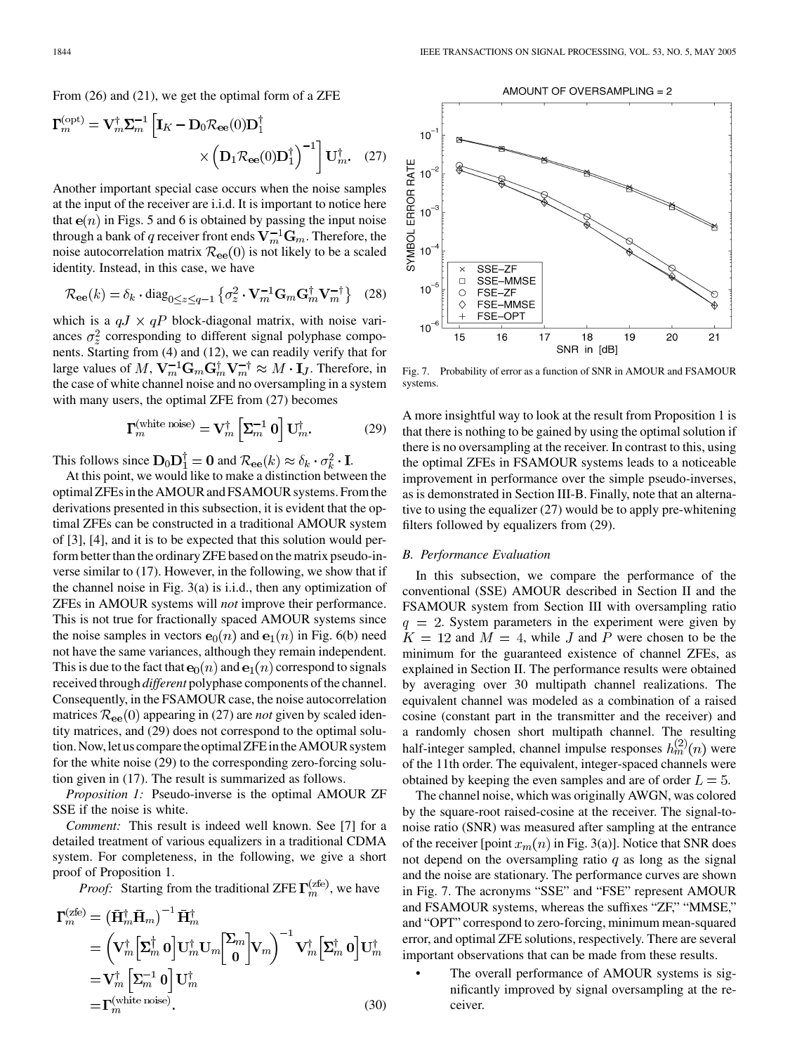From (26) and (21), we get the optimal form of a ZFE

$$\mathbf{\Gamma}_m^{(\mathrm{opt})} = \mathbf{V}_m^\dagger \mathbf{\Sigma}_m^{-1} \left[ \mathbf{I}_K - \mathbf{D}_0 \mathcal{R}_{\mathbf{ee}}(0) \mathbf{D}_1^\dagger \times \left( \mathbf{D}_1 \mathcal{R}_{\mathbf{ee}}(0) \mathbf{D}_1^\dagger \right)^{-1} \right] \mathbf{U}_m^\dagger. \quad (27)$$

Another important special case occurs when the noise samples at the input of the receiver are i.i.d. It is important to notice here that $\mathbf{e}(n)$ in Figs. 5 and 6 is obtained by passing the input noise through a bank of $q$ receiver front ends $\mathbf{V}_m^{-1}\mathbf{G}_m$. Therefore, the noise autocorrelation matrix $\mathcal{R}_{\mathbf{ee}}(0)$ is not likely to be a scaled identity. Instead, in this case, we have

$$\mathcal{R}_{\mathbf{ee}}(k) = \delta_k \cdot \mathrm{diag}_{0 \le z \le q-1} \left\{ \sigma_z^2 \cdot \mathbf{V}_m^{-1} \mathbf{G}_m \mathbf{G}_m^\dagger \mathbf{V}_m^{-\dagger} \right\} \quad (28)$$

which is a $qJ \times qP$ block-diagonal matrix, with noise variances $\sigma_z^2$ corresponding to different signal polyphase components. Starting from (4) and (12), we can readily verify that for large values of $M$, $\mathbf{V}_m^{-1}\mathbf{G}_m\mathbf{G}_m^\dagger\mathbf{V}_m^{-\dagger} \approx M \cdot \mathbf{I}_J$. Therefore, in the case of white channel noise and no oversampling in a system with many users, the optimal ZFE from (27) becomes

$$\mathbf{\Gamma}_m^{(\text{white noise})} = \mathbf{V}_m^\dagger \left[ \mathbf{\Sigma}_m^{-1} \ \mathbf{0} \right] \mathbf{U}_m^\dagger. \quad (29)$$

This follows since $\mathbf{D}_0\mathbf{D}_1^\dagger = \mathbf{0}$ and $\mathcal{R}_{\mathbf{ee}}(k) \approx \delta_k \cdot \sigma_k^2 \cdot \mathbf{I}$.

At this point, we would like to make a distinction between the optimal ZFEs in the AMOUR and FSAMOUR systems. From the derivations presented in this subsection, it is evident that the optimal ZFEs can be constructed in a traditional AMOUR system of [3], [4], and it is to be expected that this solution would perform better than the ordinary ZFE based on the matrix pseudo-inverse similar to (17). However, in the following, we show that if the channel noise in Fig. 3(a) is i.i.d., then any optimization of ZFEs in AMOUR systems will *not* improve their performance. This is not true for fractionally spaced AMOUR systems since the noise samples in vectors $\mathbf{e}_0(n)$ and $\mathbf{e}_1(n)$ in Fig. 6(b) need not have the same variances, although they remain independent. This is due to the fact that $\mathbf{e}_0(n)$ and $\mathbf{e}_1(n)$ correspond to signals received through *different* polyphase components of the channel. Consequently, in the FSAMOUR case, the noise autocorrelation matrices $\mathcal{R}_{\mathbf{ee}}(0)$ appearing in (27) are *not* given by scaled identity matrices, and (29) does not correspond to the optimal solution. Now, let us compare the optimal ZFE in the AMOUR system for the white noise (29) to the corresponding zero-forcing solution given in (17). The result is summarized as follows.

*Proposition 1:* Pseudo-inverse is the optimal AMOUR ZF SSE if the noise is white.

*Comment:* This result is indeed well known. See [7] for a detailed treatment of various equalizers in a traditional CDMA system. For completeness, in the following, we give a short proof of Proposition 1.

*Proof:* Starting from the traditional ZFE $\mathbf{\Gamma}_m^{(\mathrm{zfe})}$, we have

$$\begin{aligned}
\mathbf{\Gamma}_m^{(\mathrm{zfe})} &= \left(\bar{\mathbf{H}}_m^\dagger \bar{\mathbf{H}}_m\right)^{-1} \bar{\mathbf{H}}_m^\dagger \\
&= \left( \mathbf{V}_m^\dagger \left[ \mathbf{\Sigma}_m^\dagger \ \mathbf{0} \right] \mathbf{U}_m^\dagger \mathbf{U}_m \begin{bmatrix} \mathbf{\Sigma}_m \\ \mathbf{0} \end{bmatrix} \mathbf{V}_m \right)^{-1} \mathbf{V}_m^\dagger \left[ \mathbf{\Sigma}_m^\dagger \ \mathbf{0} \right] \mathbf{U}_m^\dagger \\
&= \mathbf{V}_m^\dagger \left[ \mathbf{\Sigma}_m^{-1} \ \mathbf{0} \right] \mathbf{U}_m^\dagger \\
&= \mathbf{\Gamma}_m^{(\text{white noise})}.
\end{aligned} \quad (30)$$

A more insightful way to look at the result from Proposition 1 is that there is nothing to be gained by using the optimal solution if there is no oversampling at the receiver. In contrast to this, using the optimal ZFEs in FSAMOUR systems leads to a noticeable improvement in performance over the simple pseudo-inverses, as is demonstrated in Section III-B. Finally, note that an alternative to using the equalizer (27) would be to apply pre-whitening filters followed by equalizers from (29).

Fig. 7. Probability of error as a function of SNR in AMOUR and FSAMOUR systems.

### B. Performance Evaluation

In this subsection, we compare the performance of the conventional (SSE) AMOUR described in Section II and the FSAMOUR system from Section III with oversampling ratio $q = 2$. System parameters in the experiment were given by $K = 12$ and $M = 4$, while $J$ and $P$ were chosen to be the minimum for the guaranteed existence of channel ZFEs, as explained in Section II. The performance results were obtained by averaging over 30 multipath channel realizations. The equivalent channel was modeled as a combination of a raised cosine (constant part in the transmitter and the receiver) and a randomly chosen short multipath channel. The resulting half-integer sampled, channel impulse responses $h_m^{(2)}(n)$ were of the 11th order. The equivalent, integer-spaced channels were obtained by keeping the even samples and are of order $L = 5$.

The channel noise, which was originally AWGN, was colored by the square-root raised-cosine at the receiver. The signal-to-noise ratio (SNR) was measured after sampling at the entrance of the receiver [point $x_m(n)$ in Fig. 3(a)]. Notice that SNR does not depend on the oversampling ratio $q$ as long as the signal and the noise are stationary. The performance curves are shown in Fig. 7. The acronyms "SSE" and "FSE" represent AMOUR and FSAMOUR systems, whereas the suffixes "ZF," "MMSE," and "OPT" correspond to zero-forcing, minimum mean-squared error, and optimal ZFE solutions, respectively. There are several important observations that can be made from these results.

- The overall performance of AMOUR systems is significantly improved by signal oversampling at the receiver.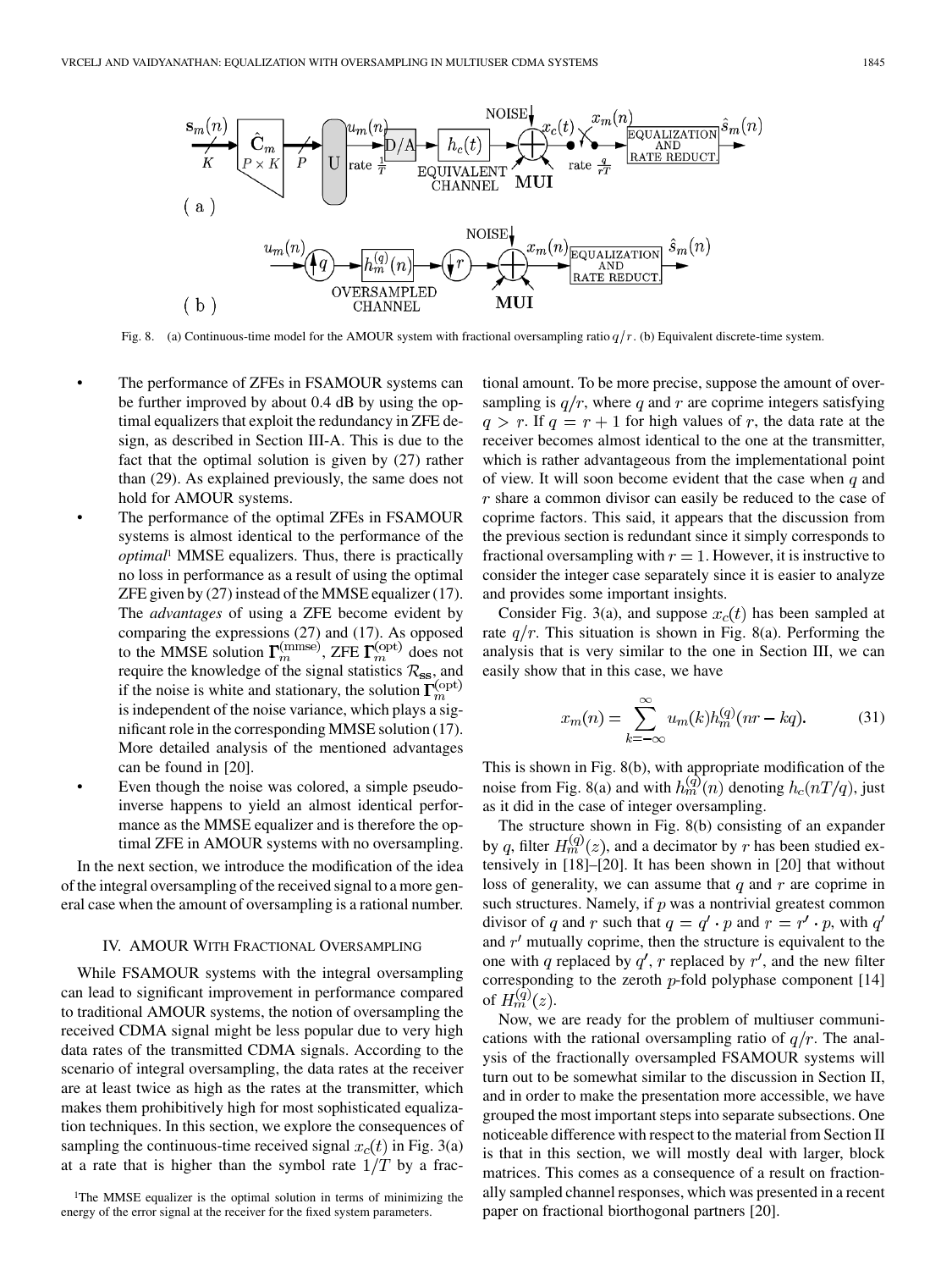Fig. 8. (a) Continuous-time model for the AMOUR system with fractional oversampling ratio $q/r$. (b) Equivalent discrete-time system.

- The performance of ZFEs in FSAMOUR systems can be further improved by about 0.4 dB by using the optimal equalizers that exploit the redundancy in ZFE design, as described in Section III-A. This is due to the fact that the optimal solution is given by (27) rather than (29). As explained previously, the same does not hold for AMOUR systems.
- The performance of the optimal ZFEs in FSAMOUR systems is almost identical to the performance of the *optimal*[1] MMSE equalizers. Thus, there is practically no loss in performance as a result of using the optimal ZFE given by (27) instead of the MMSE equalizer (17). The *advantages* of using a ZFE become evident by comparing the expressions (27) and (17). As opposed to the MMSE solution $\mathbf{\Gamma}_m^{(\text{mmse})}$, ZFE $\mathbf{\Gamma}_m^{(\text{opt})}$ does not require the knowledge of the signal statistics $\mathcal{R}_{\mathbf{ss}}$, and if the noise is white and stationary, the solution $\mathbf{\Gamma}_m^{(\text{opt})}$ is independent of the noise variance, which plays a significant role in the corresponding MMSE solution (17). More detailed analysis of the mentioned advantages can be found in [20].
- Even though the noise was colored, a simple pseudoinverse happens to yield an almost identical performance as the MMSE equalizer and is therefore the optimal ZFE in AMOUR systems with no oversampling.

In the next section, we introduce the modification of the idea of the integral oversampling of the received signal to a more general case when the amount of oversampling is a rational number.

## IV. AMOUR With Fractional Oversampling

While FSAMOUR systems with the integral oversampling can lead to significant improvement in performance compared to traditional AMOUR systems, the notion of oversampling the received CDMA signal might be less popular due to very high data rates of the transmitted CDMA signals. According to the scenario of integral oversampling, the data rates at the receiver are at least twice as high as the rates at the transmitter, which makes them prohibitively high for most sophisticated equalization techniques. In this section, we explore the consequences of sampling the continuous-time received signal $x_c(t)$ in Fig. 3(a) at a rate that is higher than the symbol rate $1/T$ by a fractional amount. To be more precise, suppose the amount of oversampling is $q/r$, where $q$ and $r$ are coprime integers satisfying $q > r$. If $q = r + 1$ for high values of $r$, the data rate at the receiver becomes almost identical to the one at the transmitter, which is rather advantageous from the implementational point of view. It will soon become evident that the case when $q$ and $r$ share a common divisor can easily be reduced to the case of coprime factors. This said, it appears that the discussion from the previous section is redundant since it simply corresponds to fractional oversampling with $r = 1$. However, it is instructive to consider the integer case separately since it is easier to analyze and provides some important insights.

Consider Fig. 3(a), and suppose $x_c(t)$ has been sampled at rate $q/r$. This situation is shown in Fig. 8(a). Performing the analysis that is very similar to the one in Section III, we can easily show that in this case, we have

$$x_m(n) = \sum_{k=-\infty}^{\infty} u_m(k) h_m^{(q)}(nr - kq). \tag{31}$$

This is shown in Fig. 8(b), with appropriate modification of the noise from Fig. 8(a) and with $h_m^{(q)}(n)$ denoting $h_c(nT/q)$, just as it did in the case of integer oversampling.

The structure shown in Fig. 8(b) consisting of an expander by $q$, filter $H_m^{(q)}(z)$, and a decimator by $r$ has been studied extensively in [18]–[20]. It has been shown in [20] that without loss of generality, we can assume that $q$ and $r$ are coprime in such structures. Namely, if $p$ was a nontrivial greatest common divisor of $q$ and $r$ such that $q = q' \cdot p$ and $r = r' \cdot p$, with $q'$ and $r'$ mutually coprime, then the structure is equivalent to the one with $q$ replaced by $q'$, $r$ replaced by $r'$, and the new filter corresponding to the zeroth $p$-fold polyphase component [14] of $H_m^{(q)}(z)$.

Now, we are ready for the problem of multiuser communications with the rational oversampling ratio of $q/r$. The analysis of the fractionally oversampled FSAMOUR systems will turn out to be somewhat similar to the discussion in Section II, and in order to make the presentation more accessible, we have grouped the most important steps into separate subsections. One noticeable difference with respect to the material from Section II is that in this section, we will mostly deal with larger, block matrices. This comes as a consequence of a result on fractionally sampled channel responses, which was presented in a recent paper on fractional biorthogonal partners [20].

[1] The MMSE equalizer is the optimal solution in terms of minimizing the energy of the error signal at the receiver for the fixed system parameters.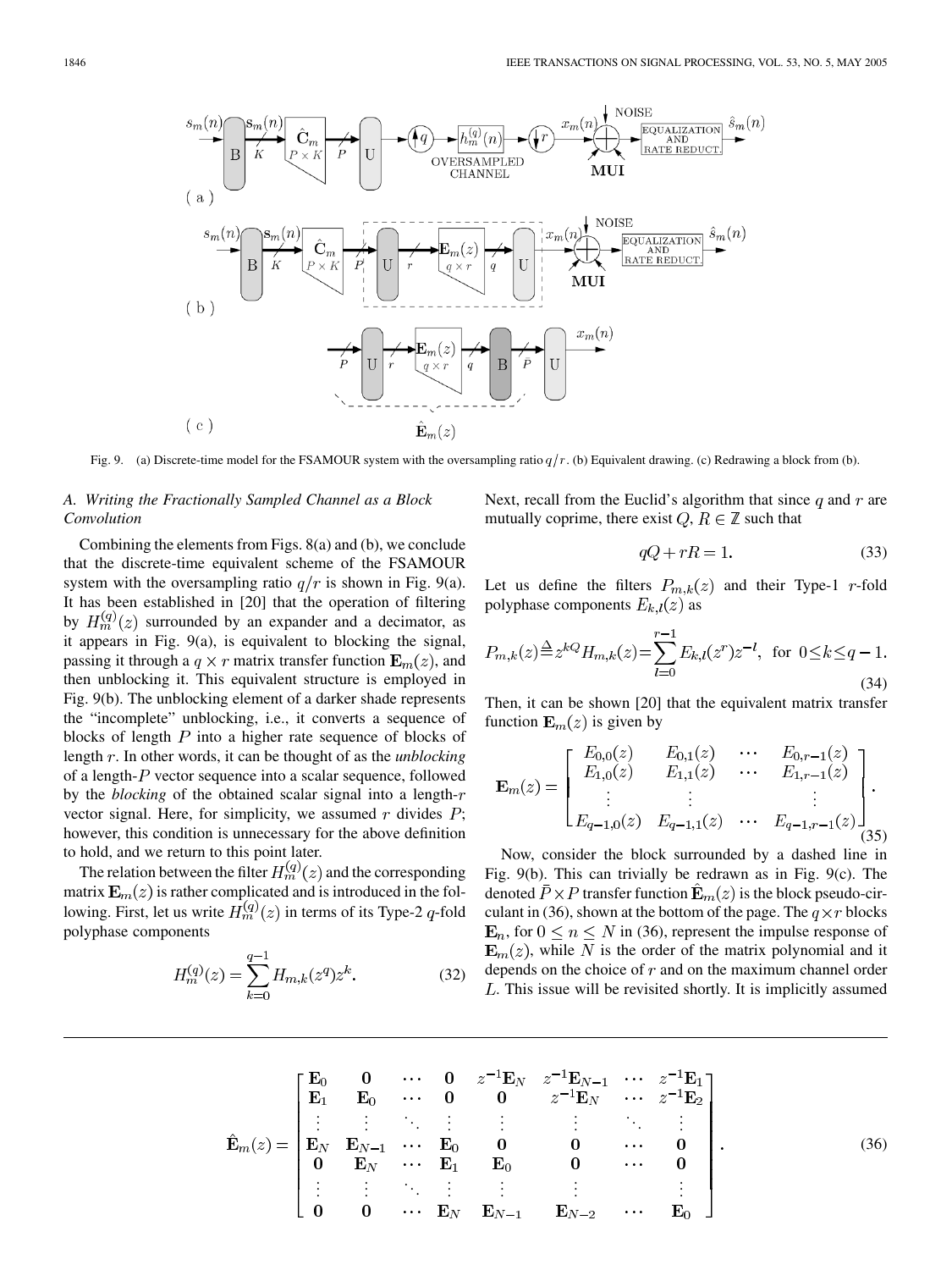Fig. 9. (a) Discrete-time model for the FSAMOUR system with the oversampling ratio $q/r$. (b) Equivalent drawing. (c) Redrawing a block from (b).

### A. Writing the Fractionally Sampled Channel as a Block Convolution

Combining the elements from Figs. 8(a) and (b), we conclude that the discrete-time equivalent scheme of the FSAMOUR system with the oversampling ratio $q/r$ is shown in Fig. 9(a). It has been established in [20] that the operation of filtering by $H_m^{(q)}(z)$ surrounded by an expander and a decimator, as it appears in Fig. 9(a), is equivalent to blocking the signal, passing it through a $q \times r$ matrix transfer function $\mathbf{E}_m(z)$, and then unblocking it. This equivalent structure is employed in Fig. 9(b). The unblocking element of a darker shade represents the "incomplete" unblocking, i.e., it converts a sequence of blocks of length $P$ into a higher rate sequence of blocks of length $r$. In other words, it can be thought of as the *unblocking* of a length-$P$ vector sequence into a scalar sequence, followed by the *blocking* of the obtained scalar signal into a length-$r$ vector signal. Here, for simplicity, we assumed $r$ divides $P$; however, this condition is unnecessary for the above definition to hold, and we return to this point later.

The relation between the filter $H_m^{(q)}(z)$ and the corresponding matrix $\mathbf{E}_m(z)$ is rather complicated and is introduced in the following. First, let us write $H_m^{(q)}(z)$ in terms of its Type-2 $q$-fold polyphase components

$$H_m^{(q)}(z) = \sum_{k=0}^{q-1} H_{m,k}(z^q)z^k. \tag{32}$$

Next, recall from the Euclid's algorithm that since $q$ and $r$ are mutually coprime, there exist $Q, R \in \mathbb{Z}$ such that

$$qQ + rR = 1. \tag{33}$$

Let us define the filters $P_{m,k}(z)$ and their Type-1 $r$-fold polyphase components $E_{k,l}(z)$ as

$$P_{m,k}(z) \triangleq z^{kQ}H_{m,k}(z) = \sum_{l=0}^{r-1} E_{k,l}(z^r)z^{-l}, \text{ for } 0 \le k \le q-1. \tag{34}$$

Then, it can be shown [20] that the equivalent matrix transfer function $\mathbf{E}_m(z)$ is given by

$$\mathbf{E}_m(z) = \begin{bmatrix} E_{0,0}(z) & E_{0,1}(z) & \cdots & E_{0,r-1}(z) \\ E_{1,0}(z) & E_{1,1}(z) & \cdots & E_{1,r-1}(z) \\ \vdots & \vdots & & \vdots \\ E_{q-1,0}(z) & E_{q-1,1}(z) & \cdots & E_{q-1,r-1}(z) \end{bmatrix}. \tag{35}$$

Now, consider the block surrounded by a dashed line in Fig. 9(b). This can trivially be redrawn as in Fig. 9(c). The denoted $\bar{P} \times P$ transfer function $\hat{\mathbf{E}}_m(z)$ is the block pseudo-circulant in (36), shown at the bottom of the page. The $q \times r$ blocks $\mathbf{E}_n$, for $0 \le n \le N$ in (36), represent the impulse response of $\mathbf{E}_m(z)$, while $N$ is the order of the matrix polynomial and it depends on the choice of $r$ and on the maximum channel order $L$. This issue will be revisited shortly. It is implicitly assumed

$$\hat{\mathbf{E}}_m(z) = \begin{bmatrix} \mathbf{E}_0 & \mathbf{0} & \cdots & \mathbf{0} & z^{-1}\mathbf{E}_N & z^{-1}\mathbf{E}_{N-1} & \cdots & z^{-1}\mathbf{E}_1 \\ \mathbf{E}_1 & \mathbf{E}_0 & \cdots & \mathbf{0} & \mathbf{0} & z^{-1}\mathbf{E}_N & \cdots & z^{-1}\mathbf{E}_2 \\ \vdots & \vdots & \ddots & \vdots & \vdots & \vdots & \ddots & \vdots \\ \mathbf{E}_N & \mathbf{E}_{N-1} & \cdots & \mathbf{E}_0 & \mathbf{0} & \mathbf{0} & \cdots & \mathbf{0} \\ \mathbf{0} & \mathbf{E}_N & \cdots & \mathbf{E}_1 & \mathbf{E}_0 & \mathbf{0} & \cdots & \mathbf{0} \\ \vdots & \vdots & \ddots & \vdots & \vdots & \vdots & & \vdots \\ \mathbf{0} & \mathbf{0} & \cdots & \mathbf{E}_N & \mathbf{E}_{N-1} & \mathbf{E}_{N-2} & \cdots & \mathbf{E}_0 \end{bmatrix}. \tag{36}$$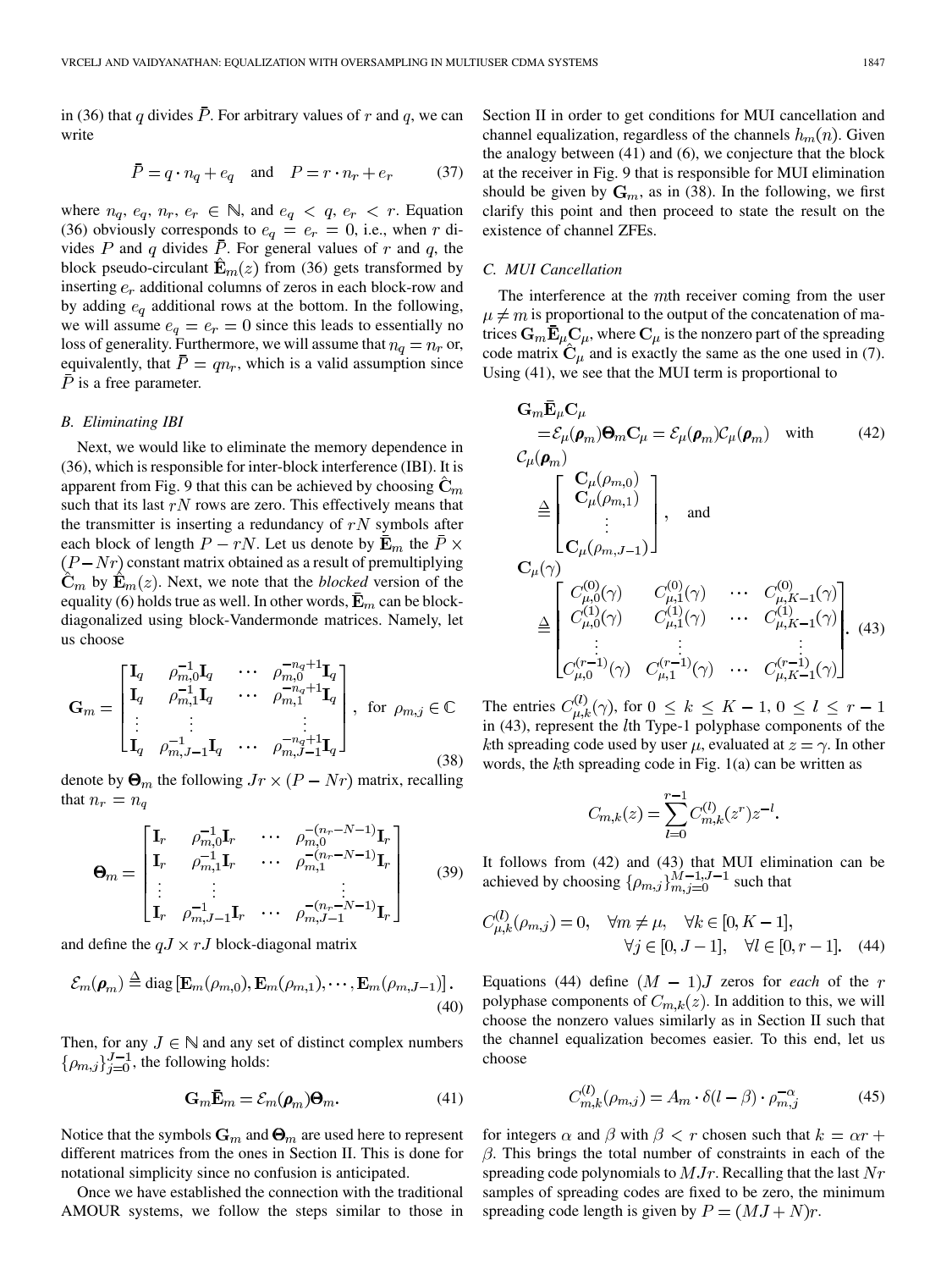in (36) that $q$ divides $\bar{P}$. For arbitrary values of $r$ and $q$, we can write

$$\bar{P} = q \cdot n_q + e_q \quad \text{and} \quad P = r \cdot n_r + e_r \tag{37}$$

where $n_q,\, e_q,\, n_r,\, e_r \in \mathbb{N}$, and $e_q < q,\, e_r < r$. Equation (36) obviously corresponds to $e_q = e_r = 0$, i.e., when $r$ divides $P$ and $q$ divides $\bar{P}$. For general values of $r$ and $q$, the block pseudo-circulant $\hat{\mathbf{E}}_m(z)$ from (36) gets transformed by inserting $e_r$ additional columns of zeros in each block-row and by adding $e_q$ additional rows at the bottom. In the following, we will assume $e_q = e_r = 0$ since this leads to essentially no loss of generality. Furthermore, we will assume that $n_q = n_r$ or, equivalently, that $\bar{P} = qn_r$, which is a valid assumption since $\bar{P}$ is a free parameter.

### B. Eliminating IBI

Next, we would like to eliminate the memory dependence in (36), which is responsible for inter-block interference (IBI). It is apparent from Fig. 9 that this can be achieved by choosing $\hat{\mathbf{C}}_m$ such that its last $rN$ rows are zero. This effectively means that the transmitter is inserting a redundancy of $rN$ symbols after each block of length $P - rN$. Let us denote by $\bar{\mathbf{E}}_m$ the $\bar{P} \times (P - Nr)$ constant matrix obtained as a result of premultiplying $\hat{\mathbf{C}}_m$ by $\hat{\mathbf{E}}_m(z)$. Next, we note that the *blocked* version of the equality (6) holds true as well. In other words, $\bar{\mathbf{E}}_m$ can be block-diagonalized using block-Vandermonde matrices. Namely, let us choose

$$\mathbf{G}_m = \begin{bmatrix} \mathbf{I}_q & \rho_{m,0}^{-1}\mathbf{I}_q & \cdots & \rho_{m,0}^{-n_q+1}\mathbf{I}_q \\ \mathbf{I}_q & \rho_{m,1}^{-1}\mathbf{I}_q & \cdots & \rho_{m,1}^{-n_q+1}\mathbf{I}_q \\ \vdots & \vdots & & \vdots \\ \mathbf{I}_q & \rho_{m,J-1}^{-1}\mathbf{I}_q & \cdots & \rho_{m,J-1}^{-n_q+1}\mathbf{I}_q \end{bmatrix}, \quad \text{for } \rho_{m,j} \in \mathbb{C} \tag{38}$$

denote by $\boldsymbol{\Theta}_m$ the following $Jr \times (P - Nr)$ matrix, recalling that $n_r = n_q$

$$\boldsymbol{\Theta}_m = \begin{bmatrix} \mathbf{I}_r & \rho_{m,0}^{-1}\mathbf{I}_r & \cdots & \rho_{m,0}^{-(n_r-N-1)}\mathbf{I}_r \\ \mathbf{I}_r & \rho_{m,1}^{-1}\mathbf{I}_r & \cdots & \rho_{m,1}^{-(n_r-N-1)}\mathbf{I}_r \\ \vdots & \vdots & & \vdots \\ \mathbf{I}_r & \rho_{m,J-1}^{-1}\mathbf{I}_r & \cdots & \rho_{m,J-1}^{-(n_r-N-1)}\mathbf{I}_r \end{bmatrix} \tag{39}$$

and define the $qJ \times rJ$ block-diagonal matrix

$$\mathcal{E}_m(\boldsymbol{\rho}_m) \triangleq \operatorname{diag}\left[\mathbf{E}_m(\rho_{m,0}), \mathbf{E}_m(\rho_{m,1}), \cdots, \mathbf{E}_m(\rho_{m,J-1})\right]. \tag{40}$$

Then, for any $J \in \mathbb{N}$ and any set of distinct complex numbers $\{\rho_{m,j}\}_{j=0}^{J-1}$, the following holds:

$$\mathbf{G}_m \bar{\mathbf{E}}_m = \mathcal{E}_m(\boldsymbol{\rho}_m)\boldsymbol{\Theta}_m. \tag{41}$$

Notice that the symbols $\mathbf{G}_m$ and $\boldsymbol{\Theta}_m$ are used here to represent different matrices from the ones in Section II. This is done for notational simplicity since no confusion is anticipated.

Once we have established the connection with the traditional AMOUR systems, we follow the steps similar to those in Section II in order to get conditions for MUI cancellation and channel equalization, regardless of the channels $h_m(n)$. Given the analogy between (41) and (6), we conjecture that the block at the receiver in Fig. 9 that is responsible for MUI elimination should be given by $\mathbf{G}_m$, as in (38). In the following, we first clarify this point and then proceed to state the result on the existence of channel ZFEs.

### C. MUI Cancellation

The interference at the $m$th receiver coming from the user $\mu \neq m$ is proportional to the output of the concatenation of matrices $\mathbf{G}_m \bar{\mathbf{E}}_\mu \mathbf{C}_\mu$, where $\mathbf{C}_\mu$ is the nonzero part of the spreading code matrix $\hat{\mathbf{C}}_\mu$ and is exactly the same as the one used in (7). Using (41), we see that the MUI term is proportional to

$$\begin{aligned} &\mathbf{G}_m \bar{\mathbf{E}}_\mu \mathbf{C}_\mu \\ &\quad = \mathcal{E}_\mu(\boldsymbol{\rho}_m)\boldsymbol{\Theta}_m \mathbf{C}_\mu = \mathcal{E}_\mu(\boldsymbol{\rho}_m)\mathcal{C}_\mu(\boldsymbol{\rho}_m) \quad \text{with} \\ &\mathcal{C}_\mu(\boldsymbol{\rho}_m) \\ &\quad \triangleq \begin{bmatrix} \mathbf{C}_\mu(\rho_{m,0}) \\ \mathbf{C}_\mu(\rho_{m,1}) \\ \vdots \\ \mathbf{C}_\mu(\rho_{m,J-1}) \end{bmatrix}, \quad \text{and} \end{aligned} \tag{42}$$

$$\mathbf{C}_\mu(\gamma) \triangleq \begin{bmatrix} C_{\mu,0}^{(0)}(\gamma) & C_{\mu,1}^{(0)}(\gamma) & \cdots & C_{\mu,K-1}^{(0)}(\gamma) \\ C_{\mu,0}^{(1)}(\gamma) & C_{\mu,1}^{(1)}(\gamma) & \cdots & C_{\mu,K-1}^{(1)}(\gamma) \\ \vdots & \vdots & & \vdots \\ C_{\mu,0}^{(r-1)}(\gamma) & C_{\mu,1}^{(r-1)}(\gamma) & \cdots & C_{\mu,K-1}^{(r-1)}(\gamma) \end{bmatrix}. \tag{43}$$

The entries $C_{\mu,k}^{(l)}(\gamma)$, for $0 \le k \le K-1$, $0 \le l \le r-1$ in (43), represent the $l$th Type-1 polyphase components of the $k$th spreading code used by user $\mu$, evaluated at $z = \gamma$. In other words, the $k$th spreading code in Fig. 1(a) can be written as

$$C_{m,k}(z) = \sum_{l=0}^{r-1} C_{m,k}^{(l)}(z^r) z^{-l}.$$

It follows from (42) and (43) that MUI elimination can be achieved by choosing $\{\rho_{m,j}\}_{m,j=0}^{M-1,J-1}$ such that

$$\begin{aligned} C_{\mu,k}^{(l)}(\rho_{m,j}) = 0, \quad &\forall m \neq \mu, \quad \forall k \in [0, K-1], \\ &\forall j \in [0, J-1], \quad \forall l \in [0, r-1]. \end{aligned} \tag{44}$$

Equations (44) define $(M-1)J$ zeros for *each* of the $r$ polyphase components of $C_{m,k}(z)$. In addition to this, we will choose the nonzero values similarly as in Section II such that the channel equalization becomes easier. To this end, let us choose

$$C_{m,k}^{(l)}(\rho_{m,j}) = A_m \cdot \delta(l - \beta) \cdot \rho_{m,j}^{-\alpha} \tag{45}$$

for integers $\alpha$ and $\beta$ with $\beta < r$ chosen such that $k = \alpha r + \beta$. This brings the total number of constraints in each of the spreading code polynomials to $MJr$. Recalling that the last $Nr$ samples of spreading codes are fixed to be zero, the minimum spreading code length is given by $P = (MJ + N)r$.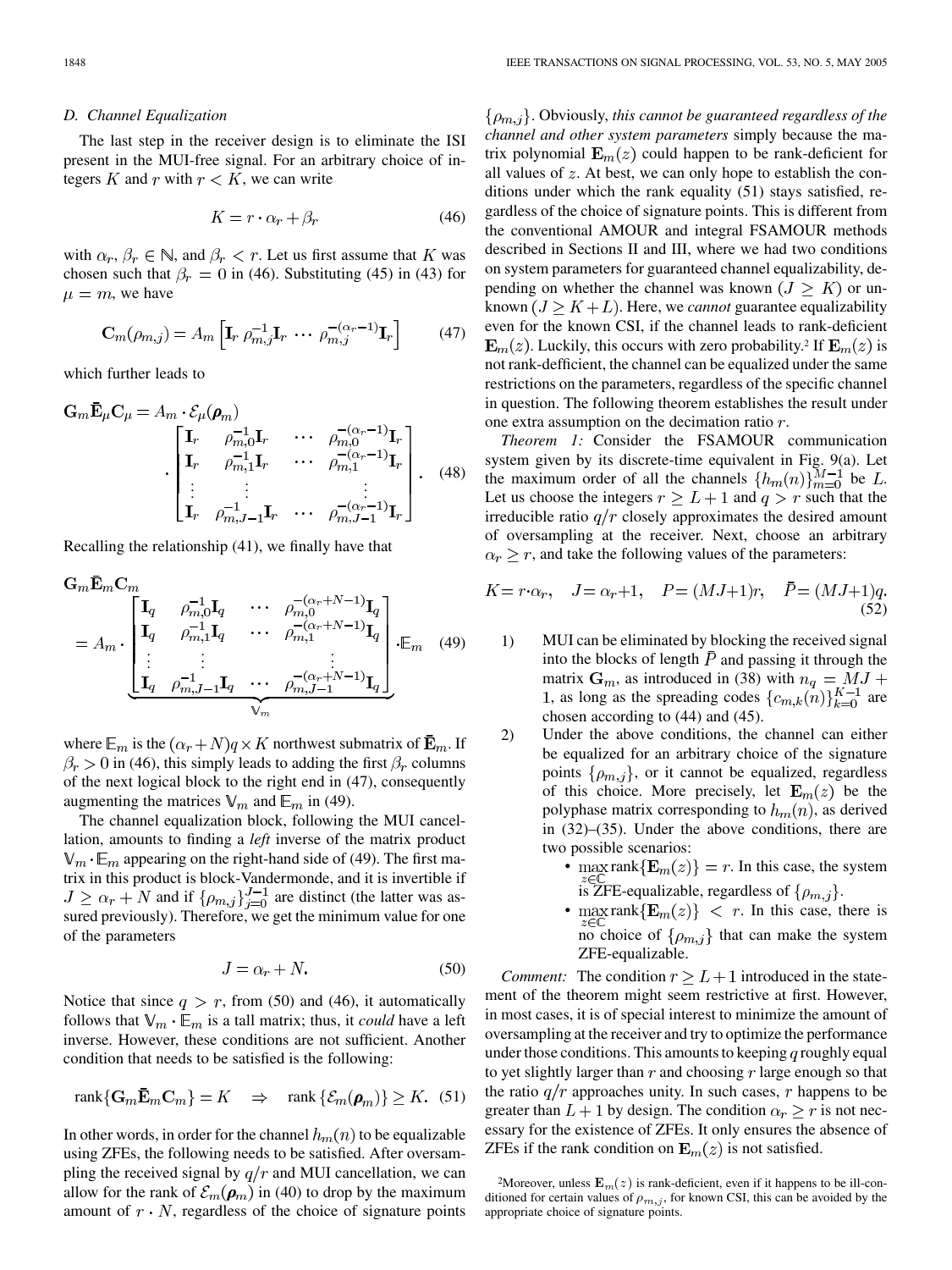### D. Channel Equalization

The last step in the receiver design is to eliminate the ISI present in the MUI-free signal. For an arbitrary choice of integers $K$ and $r$ with $r < K$, we can write

$$K = r \cdot \alpha_r + \beta_r \tag{46}$$

with $\alpha_r, \beta_r \in \mathbb{N}$, and $\beta_r < r$. Let us first assume that $K$ was chosen such that $\beta_r = 0$ in (46). Substituting (45) in (43) for $\mu = m$, we have

$$\mathbf{C}_m(\rho_{m,j}) = A_m \left[\mathbf{I}_r \; \rho_{m,j}^{-1}\mathbf{I}_r \; \cdots \; \rho_{m,j}^{-(\alpha_r-1)}\mathbf{I}_r\right] \tag{47}$$

which further leads to

$$\mathbf{G}_m\bar{\mathbf{E}}_\mu\mathbf{C}_\mu = A_m \cdot \mathcal{E}_\mu(\boldsymbol{\rho}_m) \cdot \begin{bmatrix} \mathbf{I}_r & \rho_{m,0}^{-1}\mathbf{I}_r & \cdots & \rho_{m,0}^{-(\alpha_r-1)}\mathbf{I}_r \\ \mathbf{I}_r & \rho_{m,1}^{-1}\mathbf{I}_r & \cdots & \rho_{m,1}^{-(\alpha_r-1)}\mathbf{I}_r \\ \vdots & \vdots & & \vdots \\ \mathbf{I}_r & \rho_{m,J-1}^{-1}\mathbf{I}_r & \cdots & \rho_{m,J-1}^{-(\alpha_r-1)}\mathbf{I}_r \end{bmatrix}. \tag{48}$$

Recalling the relationship (41), we finally have that

$$\mathbf{G}_m\bar{\mathbf{E}}_m\mathbf{C}_m = A_m \cdot \underbrace{\begin{bmatrix} \mathbf{I}_q & \rho_{m,0}^{-1}\mathbf{I}_q & \cdots & \rho_{m,0}^{-(\alpha_r+N-1)}\mathbf{I}_q \\ \mathbf{I}_q & \rho_{m,1}^{-1}\mathbf{I}_q & \cdots & \rho_{m,1}^{-(\alpha_r+N-1)}\mathbf{I}_q \\ \vdots & \vdots & & \vdots \\ \mathbf{I}_q & \rho_{m,J-1}^{-1}\mathbf{I}_q & \cdots & \rho_{m,J-1}^{-(\alpha_r+N-1)}\mathbf{I}_q \end{bmatrix}}_{\mathbb{V}_m} \cdot \mathbb{E}_m \tag{49}$$

where $\mathbb{E}_m$ is the $(\alpha_r+N)q \times K$ northwest submatrix of $\bar{\mathbf{E}}_m$. If $\beta_r > 0$ in (46), this simply leads to adding the first $\beta_r$ columns of the next logical block to the right end in (47), consequently augmenting the matrices $\mathbb{V}_m$ and $\mathbb{E}_m$ in (49).

The channel equalization block, following the MUI cancellation, amounts to finding a *left* inverse of the matrix product $\mathbb{V}_m \cdot \mathbb{E}_m$ appearing on the right-hand side of (49). The first matrix in this product is block-Vandermonde, and it is invertible if $J \geq \alpha_r + N$ and if $\{\rho_{m,j}\}_{j=0}^{J-1}$ are distinct (the latter was assured previously). Therefore, we get the minimum value for one of the parameters

$$J = \alpha_r + N. \tag{50}$$

Notice that since $q > r$, from (50) and (46), it automatically follows that $\mathbb{V}_m \cdot \mathbb{E}_m$ is a tall matrix; thus, it *could* have a left inverse. However, these conditions are not sufficient. Another condition that needs to be satisfied is the following:

$$\operatorname{rank}\{\mathbf{G}_m\bar{\mathbf{E}}_m\mathbf{C}_m\} = K \quad \Rightarrow \quad \operatorname{rank}\{\mathcal{E}_m(\boldsymbol{\rho}_m)\} \geq K. \tag{51}$$

In other words, in order for the channel $h_m(n)$ to be equalizable using ZFEs, the following needs to be satisfied. After oversampling the received signal by $q/r$ and MUI cancellation, we can allow for the rank of $\mathcal{E}_m(\boldsymbol{\rho}_m)$ in (40) to drop by the maximum amount of $r \cdot N$, regardless of the choice of signature points $\{\rho_{m,j}\}$. Obviously, *this cannot be guaranteed regardless of the channel and other system parameters* simply because the matrix polynomial $\mathbf{E}_m(z)$ could happen to be rank-deficient for all values of $z$. At best, we can only hope to establish the conditions under which the rank equality (51) stays satisfied, regardless of the choice of signature points. This is different from the conventional AMOUR and integral FSAMOUR methods described in Sections II and III, where we had two conditions on system parameters for guaranteed channel equalizability, depending on whether the channel was known ($J \geq K$) or unknown ($J \geq K + L$). Here, we *cannot* guarantee equalizability even for the known CSI, if the channel leads to rank-deficient $\mathbf{E}_m(z)$. Luckily, this occurs with zero probability.[2] If $\mathbf{E}_m(z)$ is not rank-defficient, the channel can be equalized under the same restrictions on the parameters, regardless of the specific channel in question. The following theorem establishes the result under one extra assumption on the decimation ratio $r$.

*Theorem 1:* Consider the FSAMOUR communication system given by its discrete-time equivalent in Fig. 9(a). Let the maximum order of all the channels $\{h_m(n)\}_{m=0}^{M-1}$ be $L$. Let us choose the integers $r \geq L+1$ and $q > r$ such that the irreducible ratio $q/r$ closely approximates the desired amount of oversampling at the receiver. Next, choose an arbitrary $\alpha_r \geq r$, and take the following values of the parameters:

$$K = r \cdot \alpha_r, \quad J = \alpha_r + 1, \quad P = (MJ+1)r, \quad \bar{P} = (MJ+1)q. \tag{52}$$

1) MUI can be eliminated by blocking the received signal into the blocks of length $\bar{P}$ and passing it through the matrix $\mathbf{G}_m$, as introduced in (38) with $n_q = MJ + 1$, as long as the spreading codes $\{c_{m,k}(n)\}_{k=0}^{K-1}$ are chosen according to (44) and (45).
2) Under the above conditions, the channel can either be equalized for an arbitrary choice of the signature points $\{\rho_{m,j}\}$, or it cannot be equalized, regardless of this choice. More precisely, let $\mathbf{E}_m(z)$ be the polyphase matrix corresponding to $h_m(n)$, as derived in (32)–(35). Under the above conditions, there are two possible scenarios:
   - $\max_{z\in\mathbb{C}} \operatorname{rank}\{\mathbf{E}_m(z)\} = r$. In this case, the system is ZFE-equalizable, regardless of $\{\rho_{m,j}\}$.
   - $\max_{z\in\mathbb{C}} \operatorname{rank}\{\mathbf{E}_m(z)\} < r$. In this case, there is no choice of $\{\rho_{m,j}\}$ that can make the system ZFE-equalizable.

*Comment:* The condition $r \geq L+1$ introduced in the statement of the theorem might seem restrictive at first. However, in most cases, it is of special interest to minimize the amount of oversampling at the receiver and try to optimize the performance under those conditions. This amounts to keeping $q$ roughly equal to yet slightly larger than $r$ and choosing $r$ large enough so that the ratio $q/r$ approaches unity. In such cases, $r$ happens to be greater than $L+1$ by design. The condition $\alpha_r \geq r$ is not necessary for the existence of ZFEs. It only ensures the absence of ZFEs if the rank condition on $\mathbf{E}_m(z)$ is not satisfied.

[2] Moreover, unless $\mathbf{E}_m(z)$ is rank-deficient, even if it happens to be ill-conditioned for certain values of $\rho_{m,j}$, for known CSI, this can be avoided by the appropriate choice of signature points.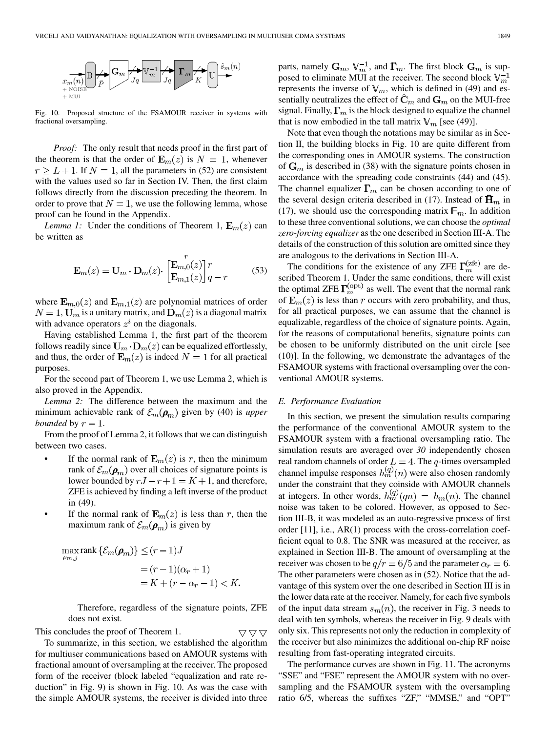Fig. 10. Proposed structure of the FSAMOUR receiver in systems with fractional oversampling.

*Proof:* The only result that needs proof in the first part of the theorem is that the order of $\mathbf{E}_m(z)$ is $N = 1$, whenever $r \geq L+1$. If $N = 1$, all the parameters in (52) are consistent with the values used so far in Section IV. Then, the first claim follows directly from the discussion preceding the theorem. In order to prove that $N = 1$, we use the following lemma, whose proof can be found in the Appendix.

*Lemma 1:* Under the conditions of Theorem 1, $\mathbf{E}_m(z)$ can be written as

$$\mathbf{E}_m(z) = \mathbf{U}_m \cdot \mathbf{D}_m(z) \cdot \overset{r}{\begin{bmatrix} \mathbf{E}_{m,0}(z) \\ \mathbf{E}_{m,1}(z) \end{bmatrix}} \begin{matrix} r \\ q-r \end{matrix} \tag{53}$$

where $\mathbf{E}_{m,0}(z)$ and $\mathbf{E}_{m,1}(z)$ are polynomial matrices of order $N = 1$, $\mathbf{U}_m$ is a unitary matrix, and $\mathbf{D}_m(z)$ is a diagonal matrix with advance operators $z^i$ on the diagonals.

Having established Lemma 1, the first part of the theorem follows readily since $\mathbf{U}_m \cdot \mathbf{D}_m(z)$ can be equalized effortlessly, and thus, the order of $\mathbf{E}_m(z)$ is indeed $N = 1$ for all practical purposes.

For the second part of Theorem 1, we use Lemma 2, which is also proved in the Appendix.

*Lemma 2:* The difference between the maximum and the minimum achievable rank of $\mathcal{E}_m(\boldsymbol{\rho}_m)$ given by (40) is *upper bounded* by $r-1$.

From the proof of Lemma 2, it follows that we can distinguish between two cases.

- If the normal rank of $\mathbf{E}_m(z)$ is $r$, then the minimum rank of $\mathcal{E}_m(\boldsymbol{\rho}_m)$ over all choices of signature points is lower bounded by $rJ - r + 1 = K + 1$, and therefore, ZFE is achieved by finding a left inverse of the product in (49).
- If the normal rank of $\mathbf{E}_m(z)$ is less than $r$, then the maximum rank of $\mathcal{E}_m(\boldsymbol{\rho}_m)$ is given by

$$\begin{aligned}
\max_{\rho_{m,j}} \operatorname{rank}\{\mathcal{E}_m(\boldsymbol{\rho}_m)\} &\leq (r-1)J \\
&= (r-1)(\alpha_r + 1) \\
&= K + (r - \alpha_r - 1) < K.
\end{aligned}$$

Therefore, regardless of the signature points, ZFE does not exist.

This concludes the proof of Theorem 1. $\nabla\nabla\nabla$

To summarize, in this section, we established the algorithm for multiuser communications based on AMOUR systems with fractional amount of oversampling at the receiver. The proposed form of the receiver (block labeled "equalization and rate reduction" in Fig. 9) is shown in Fig. 10. As was the case with the simple AMOUR systems, the receiver is divided into three parts, namely $\mathbf{G}_m$, $\mathbb{V}_m^{-1}$, and $\boldsymbol{\Gamma}_m$. The first block $\mathbf{G}_m$ is supposed to eliminate MUI at the receiver. The second block $\mathbb{V}_m^{-1}$ represents the inverse of $\mathbb{V}_m$, which is defined in (49) and essentially neutralizes the effect of $\hat{\mathbf{C}}_m$ and $\mathbf{G}_m$ on the MUI-free signal. Finally, $\boldsymbol{\Gamma}_m$ is the block designed to equalize the channel that is now embodied in the tall matrix $\mathbb{V}_m$ [see (49)].

Note that even though the notations may be similar as in Section II, the building blocks in Fig. 10 are quite different from the corresponding ones in AMOUR systems. The construction of $\mathbf{G}_m$ is described in (38) with the signature points chosen in accordance with the spreading code constraints (44) and (45). The channel equalizer $\boldsymbol{\Gamma}_m$ can be chosen according to one of the several design criteria described in (17). Instead of $\bar{\mathbf{H}}_m$ in (17), we should use the corresponding matrix $\mathbb{E}_m$. In addition to these three conventional solutions, we can choose the *optimal zero-forcing equalizer* as the one described in Section III-A. The details of the construction of this solution are omitted since they are analogous to the derivations in Section III-A.

The conditions for the existence of any ZFE $\boldsymbol{\Gamma}_m^{(\mathrm{zfe})}$ are described Theorem 1. Under the same conditions, there will exist the optimal ZFE $\boldsymbol{\Gamma}_m^{(\mathrm{opt})}$ as well. The event that the normal rank of $\mathbf{E}_m(z)$ is less than $r$ occurs with zero probability, and thus, for all practical purposes, we can assume that the channel is equalizable, regardless of the choice of signature points. Again, for the reasons of computational benefits, signature points can be chosen to be uniformly distributed on the unit circle [see (10)]. In the following, we demonstrate the advantages of the FSAMOUR systems with fractional oversampling over the conventional AMOUR systems.

### E. Performance Evaluation

In this section, we present the simulation results comparing the performance of the conventional AMOUR system to the FSAMOUR system with a fractional oversampling ratio. The simulation resuts are averaged over *30* independently chosen real random channels of order $L = 4$. The $q$-times oversampled channel impulse responses $h_m^{(q)}(n)$ were also chosen randomly under the constraint that they coinside with AMOUR channels at integers. In other words, $h_m^{(q)}(qn) = h_m(n)$. The channel noise was taken to be colored. However, as opposed to Section III-B, it was modeled as an auto-regressive process of first order [11], i.e., AR(1) process with the cross-correlation coefficient equal to 0.8. The SNR was measured at the receiver, as explained in Section III-B. The amount of oversampling at the receiver was chosen to be $q/r = 6/5$ and the parameter $\alpha_r = 6$. The other parameters were chosen as in (52). Notice that the advantage of this system over the one described in Section III is in the lower data rate at the receiver. Namely, for each five symbols of the input data stream $s_m(n)$, the receiver in Fig. 3 needs to deal with ten symbols, whereas the receiver in Fig. 9 deals with only six. This represents not only the reduction in complexity of the receiver but also minimizes the additional on-chip RF noise resulting from fast-operating integrated circuits.

The performance curves are shown in Fig. 11. The acronyms "SSE" and "FSE" represent the AMOUR system with no oversampling and the FSAMOUR system with the oversampling ratio 6/5, whereas the suffixes "ZF," "MMSE," and "OPT"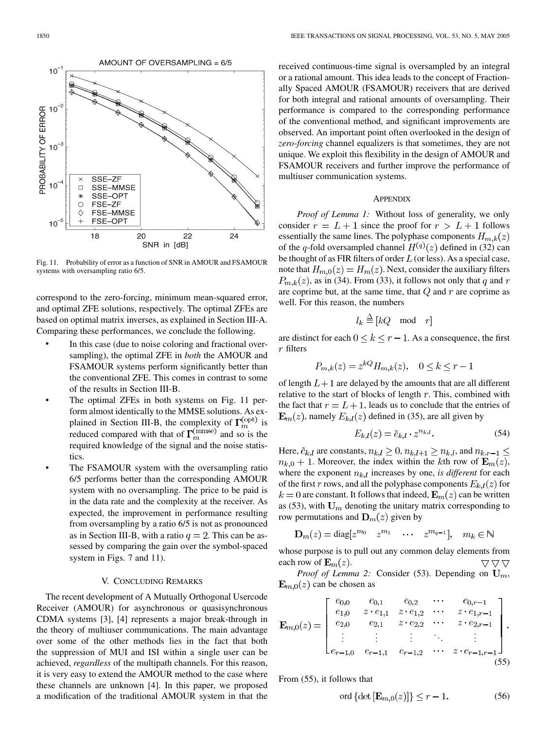Fig. 11. Probability of error as a function of SNR in AMOUR and FSAMOUR systems with oversampling ratio 6/5.

correspond to the zero-forcing, minimum mean-squared error, and optimal ZFE solutions, respectively. The optimal ZFEs are based on optimal matrix inverses, as explained in Section III-A. Comparing these performances, we conclude the following.

- In this case (due to noise coloring and fractional oversampling), the optimal ZFE in *both* the AMOUR and FSAMOUR systems perform significantly better than the conventional ZFE. This comes in contrast to some of the results in Section III-B.
- The optimal ZFEs in both systems on Fig. 11 perform almost identically to the MMSE solutions. As explained in Section III-B, the complexity of $\mathbf{\Gamma}_m^{(\mathrm{opt})}$ is reduced compared with that of $\mathbf{\Gamma}_m^{(\mathrm{mmse})}$ and so is the required knowledge of the signal and the noise statistics.
- The FSAMOUR system with the oversampling ratio 6/5 performs better than the corresponding AMOUR system with no oversampling. The price to be paid is in the data rate and the complexity at the receiver. As expected, the improvement in performance resulting from oversampling by a ratio 6/5 is not as pronounced as in Section III-B, with a ratio $q = 2$. This can be assessed by comparing the gain over the symbol-spaced system in Figs. 7 and 11).

## V. Concluding Remarks

The recent development of A Mutually Orthogonal Usercode Receiver (AMOUR) for asynchronous or quasisynchronous CDMA systems [3], [4] represents a major break-through in the theory of multiuser communications. The main advantage over some of the other methods lies in the fact that both the suppression of MUI and ISI within a single user can be achieved, *regardless* of the multipath channels. For this reason, it is very easy to extend the AMOUR method to the case where these channels are unknown [4]. In this paper, we proposed a modification of the traditional AMOUR system in that the received continuous-time signal is oversampled by an integral or a rational amount. This idea leads to the concept of Fractionally Spaced AMOUR (FSAMOUR) receivers that are derived for both integral and rational amounts of oversampling. Their performance is compared to the corresponding performance of the conventional method, and significant improvements are observed. An important point often overlooked in the design of *zero-forcing* channel equalizers is that sometimes, they are not unique. We exploit this flexibility in the design of AMOUR and FSAMOUR receivers and further improve the performance of multiuser communication systems.

## Appendix

*Proof of Lemma 1:* Without loss of generality, we only consider $r = L + 1$ since the proof for $r > L + 1$ follows essentially the same lines. The polyphase components $H_{m,k}(z)$ of the $q$-fold oversampled channel $H^{(q)}(z)$ defined in (32) can be thought of as FIR filters of order $L$ (or less). As a special case, note that $H_{m,0}(z) = H_m(z)$. Next, consider the auxiliary filters $P_{m,k}(z)$, as in (34). From (33), it follows not only that $q$ and $r$ are coprime but, at the same time, that $Q$ and $r$ are coprime as well. For this reason, the numbers

$$l_k \stackrel{\Delta}{=} [kQ \mod r]$$

are distinct for each $0 \le k \le r - 1$. As a consequence, the first $r$ filters

$$P_{m,k}(z) = z^{kQ} H_{m,k}(z), \quad 0 \le k \le r - 1$$

of length $L+1$ are delayed by the amounts that are all different relative to the start of blocks of length $r$. This, combined with the fact that $r = L + 1$, leads us to conclude that the entries of $\mathbf{E}_m(z)$, namely $E_{k,l}(z)$ defined in (35), are all given by

$$E_{k,l}(z) = \tilde{e}_{k,l} \cdot z^{n_{k,l}}. \tag{54}$$

Here, $\tilde{e}_{k,l}$ are constants, $n_{k,l} \ge 0$, $n_{k,l+1} \ge n_{k,l}$, and $n_{k,r-1} \le n_{k,0} + 1$. Moreover, the index within the $k$th row of $\mathbf{E}_m(z)$, where the exponent $n_{k,l}$ increases by one, *is different* for each of the first $r$ rows, and all the polyphase components $E_{k,l}(z)$ for $k = 0$ are constant. It follows that indeed, $\mathbf{E}_m(z)$ can be written as (53), with $\mathbf{U}_m$ denoting the unitary matrix corresponding to row permutations and $\mathbf{D}_m(z)$ given by

$$\mathbf{D}_m(z) = \mathrm{diag}[z^{m_0} \quad z^{m_1} \quad \cdots \quad z^{m_{q-1}}], \quad m_k \in \mathbb{N}$$

whose purpose is to pull out any common delay elements from each row of $\mathbf{E}_m(z)$. $\nabla\nabla\nabla$

*Proof of Lemma 2:* Consider (53). Depending on $\mathbf{U}_m$, $\mathbf{E}_{m,0}(z)$ can be chosen as

$$\mathbf{E}_{m,0}(z) = \begin{bmatrix} e_{0,0} & e_{0,1} & e_{0,2} & \cdots & e_{0,r-1} \\ e_{1,0} & z \cdot e_{1,1} & z \cdot e_{1,2} & \cdots & z \cdot e_{1,r-1} \\ e_{2,0} & e_{2,1} & z \cdot e_{2,2} & \cdots & z \cdot e_{2,r-1} \\ \vdots & \vdots & \vdots & \ddots & \vdots \\ e_{r-1,0} & e_{r-1,1} & e_{r-1,2} & \cdots & z \cdot e_{r-1,r-1} \end{bmatrix}. \tag{55}$$

From (55), it follows that

$$\mathrm{ord}\left\{\det\left[\mathbf{E}_{m,0}(z)\right]\right\} \le r - 1. \tag{56}$$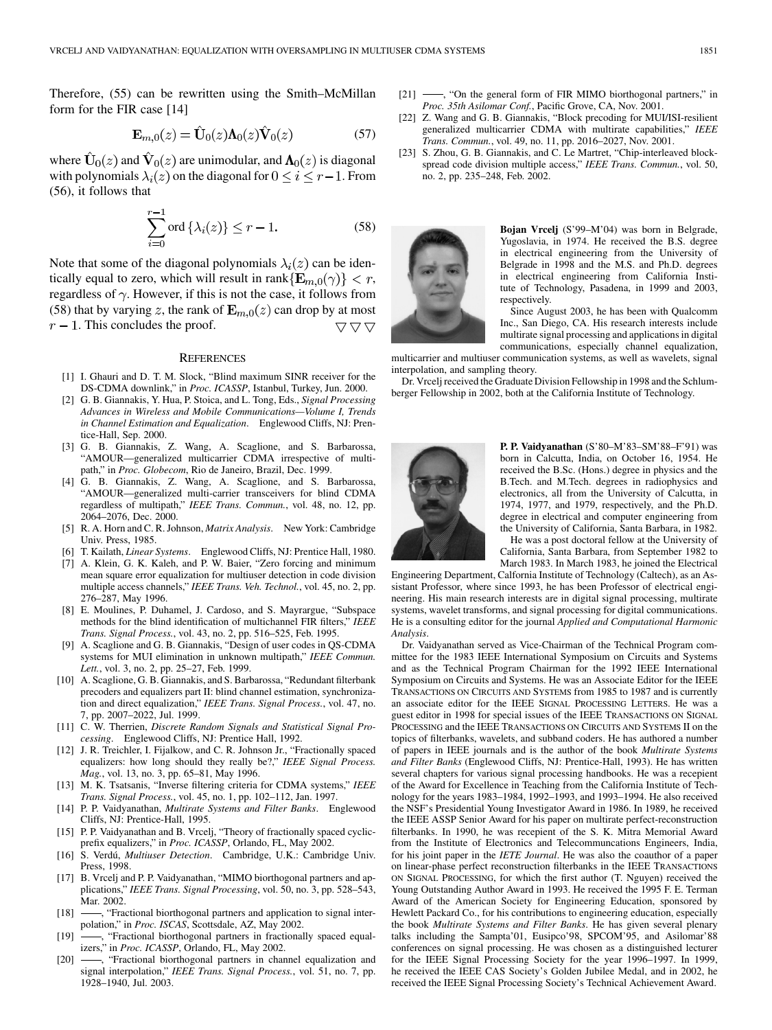Therefore, (55) can be rewritten using the Smith–McMillan form for the FIR case [14]

$$\mathbf{E}_{m,0}(z) = \hat{\mathbf{U}}_0(z)\mathbf{\Lambda}_0(z)\hat{\mathbf{V}}_0(z) \tag{57}$$

where $\hat{\mathbf{U}}_0(z)$ and $\hat{\mathbf{V}}_0(z)$ are unimodular, and $\mathbf{\Lambda}_0(z)$ is diagonal with polynomials $\lambda_i(z)$ on the diagonal for $0 \le i \le r-1$. From (56), it follows that

$$\sum_{i=0}^{r-1} \text{ord}\,\{\lambda_i(z)\} \le r - 1. \tag{58}$$

Note that some of the diagonal polynomials $\lambda_i(z)$ can be identically equal to zero, which will result in $\text{rank}\{\mathbf{E}_{m,0}(\gamma)\} < r$, regardless of $\gamma$. However, if this is not the case, it follows from (58) that by varying $z$, the rank of $\mathbf{E}_{m,0}(z)$ can drop by at most $r-1$. This concludes the proof. $\bigtriangledown\bigtriangledown\bigtriangledown$

## REFERENCES

[1] I. Ghauri and D. T. M. Slock, "Blind maximum SINR receiver for the DS-CDMA downlink," in *Proc. ICASSP*, Istanbul, Turkey, Jun. 2000.

[2] G. B. Giannakis, Y. Hua, P. Stoica, and L. Tong, Eds., *Signal Processing Advances in Wireless and Mobile Communications—Volume I, Trends in Channel Estimation and Equalization*. Englewood Cliffs, NJ: Prentice-Hall, Sep. 2000.

[3] G. B. Giannakis, Z. Wang, A. Scaglione, and S. Barbarossa, "AMOUR—generalized multicarrier CDMA irrespective of multipath," in *Proc. Globecom*, Rio de Janeiro, Brazil, Dec. 1999.

[4] G. B. Giannakis, Z. Wang, A. Scaglione, and S. Barbarossa, "AMOUR—generalized multi-carrier transceivers for blind CDMA regardless of multipath," *IEEE Trans. Commun.*, vol. 48, no. 12, pp. 2064–2076, Dec. 2000.

[5] R. A. Horn and C. R. Johnson, *Matrix Analysis*. New York: Cambridge Univ. Press, 1985.

[6] T. Kailath, *Linear Systems*. Englewood Cliffs, NJ: Prentice Hall, 1980.

[7] A. Klein, G. K. Kaleh, and P. W. Baier, "Zero forcing and minimum mean square error equalization for multiuser detection in code division multiple access channels," *IEEE Trans. Veh. Technol.*, vol. 45, no. 2, pp. 276–287, May 1996.

[8] E. Moulines, P. Duhamel, J. Cardoso, and S. Mayrargue, "Subspace methods for the blind identification of multichannel FIR filters," *IEEE Trans. Signal Process.*, vol. 43, no. 2, pp. 516–525, Feb. 1995.

[9] A. Scaglione and G. B. Giannakis, "Design of user codes in QS-CDMA systems for MUI elimination in unknown multipath," *IEEE Commun. Lett.*, vol. 3, no. 2, pp. 25–27, Feb. 1999.

[10] A. Scaglione, G. B. Giannakis, and S. Barbarossa, "Redundant filterbank precoders and equalizers part II: blind channel estimation, synchronization and direct equalization," *IEEE Trans. Signal Process.*, vol. 47, no. 7, pp. 2007–2022, Jul. 1999.

[11] C. W. Therrien, *Discrete Random Signals and Statistical Signal Processing*. Englewood Cliffs, NJ: Prentice Hall, 1992.

[12] J. R. Treichler, I. Fijalkow, and C. R. Johnson Jr., "Fractionally spaced equalizers: how long should they really be?," *IEEE Signal Process. Mag.*, vol. 13, no. 3, pp. 65–81, May 1996.

[13] M. K. Tsatsanis, "Inverse filtering criteria for CDMA systems," *IEEE Trans. Signal Process.*, vol. 45, no. 1, pp. 102–112, Jan. 1997.

[14] P. P. Vaidyanathan, *Multirate Systems and Filter Banks*. Englewood Cliffs, NJ: Prentice-Hall, 1995.

[15] P. P. Vaidyanathan and B. Vrcelj, "Theory of fractionally spaced cyclic-prefix equalizers," in *Proc. ICASSP*, Orlando, FL, May 2002.

[16] S. Verdú, *Multiuser Detection*. Cambridge, U.K.: Cambridge Univ. Press, 1998.

[17] B. Vrcelj and P. P. Vaidyanathan, "MIMO biorthogonal partners and applications," *IEEE Trans. Signal Processing*, vol. 50, no. 3, pp. 528–543, Mar. 2002.

[18] ——, "Fractional biorthogonal partners and application to signal interpolation," in *Proc. ISCAS*, Scottsdale, AZ, May 2002.

[19] ——, "Fractional biorthogonal partners in fractionally spaced equalizers," in *Proc. ICASSP*, Orlando, FL, May 2002.

[20] ——, "Fractional biorthogonal partners in channel equalization and signal interpolation," *IEEE Trans. Signal Process.*, vol. 51, no. 7, pp. 1928–1940, Jul. 2003.

[21] ——, "On the general form of FIR MIMO biorthogonal partners," in *Proc. 35th Asilomar Conf.*, Pacific Grove, CA, Nov. 2001.

[22] Z. Wang and G. B. Giannakis, "Block precoding for MUI/ISI-resilient generalized multicarrier CDMA with multirate capabilities," *IEEE Trans. Commun.*, vol. 49, no. 11, pp. 2016–2027, Nov. 2001.

[23] S. Zhou, G. B. Giannakis, and C. Le Martret, "Chip-interleaved block-spread code division multiple access," *IEEE Trans. Commun.*, vol. 50, no. 2, pp. 235–248, Feb. 2002.

**Bojan Vrcelj** (S'99–M'04) was born in Belgrade, Yugoslavia, in 1974. He received the B.S. degree in electrical engineering from the University of Belgrade in 1998 and the M.S. and Ph.D. degrees in electrical engineering from California Institute of Technology, Pasadena, in 1999 and 2003, respectively.

Since August 2003, he has been with Qualcomm Inc., San Diego, CA. His research interests include multirate signal processing and applications in digital communications, especially channel equalization, multicarrier and multiuser communication systems, as well as wavelets, signal interpolation, and sampling theory.

Dr. Vrcelj received the Graduate Division Fellowship in 1998 and the Schlumberger Fellowship in 2002, both at the California Institute of Technology.

**P. P. Vaidyanathan** (S'80–M'83–SM'88–F'91) was born in Calcutta, India, on October 16, 1954. He received the B.Sc. (Hons.) degree in physics and the B.Tech. and M.Tech. degrees in radiophysics and electronics, all from the University of Calcutta, in 1974, 1977, and 1979, respectively, and the Ph.D. degree in electrical and computer engineering from the University of California, Santa Barbara, in 1982.

He was a post doctoral fellow at the University of California, Santa Barbara, from September 1982 to March 1983. In March 1983, he joined the Electrical Engineering Department, Calfornia Institute of Technology (Caltech), as an Assistant Professor, where since 1993, he has been Professor of electrical engineering. His main research interests are in digital signal processing, multirate systems, wavelet transforms, and signal processing for digital communications. He is a consulting editor for the journal *Applied and Computational Harmonic Analysis*.

Dr. Vaidyanathan served as Vice-Chairman of the Technical Program committee for the 1983 IEEE International Symposium on Circuits and Systems and as the Technical Program Chairman for the 1992 IEEE International Symposium on Circuits and Systems. He was an Associate Editor for the IEEE TRANSACTIONS ON CIRCUITS AND SYSTEMS from 1985 to 1987 and is currently an associate editor for the IEEE SIGNAL PROCESSING LETTERS. He was a guest editor in 1998 for special issues of the IEEE TRANSACTIONS ON SIGNAL PROCESSING and the IEEE TRANSACTIONS ON CIRCUITS AND SYSTEMS II on the topics of filterbanks, wavelets, and subband coders. He has authored a number of papers in IEEE journals and is the author of the book *Multirate Systems and Filter Banks* (Englewood Cliffs, NJ: Prentice-Hall, 1993). He has written several chapters for various signal processing handbooks. He was a recepient of the Award for Excellence in Teaching from the California Institute of Technology for the years 1983–1984, 1992–1993, and 1993–1994. He also received the NSF's Presidential Young Investigator Award in 1986. In 1989, he received the IEEE ASSP Senior Award for his paper on multirate perfect-reconstruction filterbanks. In 1990, he was recepient of the S. K. Mitra Memorial Award from the Institute of Electronics and Telecommuncations Engineers, India, for his joint paper in the *IETE Journal*. He was also the coauthor of a paper on linear-phase perfect reconstruction filterbanks in the IEEE TRANSACTIONS ON SIGNAL PROCESSING, for which the first author (T. Nguyen) received the Young Outstanding Author Award in 1993. He received the 1995 F. E. Terman Award of the American Society for Engineering Education, sponsored by Hewlett Packard Co., for his contributions to engineering education, especially the book *Multirate Systems and Filter Banks*. He has given several plenary talks including the Sampta'01, Eusipco'98, SPCOM'95, and Asilomar'88 conferences on signal processing. He was chosen as a distinguished lecturer for the IEEE Signal Processing Society for the year 1996–1997. In 1999, he received the IEEE CAS Society's Golden Jubilee Medal, and in 2002, he received the IEEE Signal Processing Society's Technical Achievement Award.